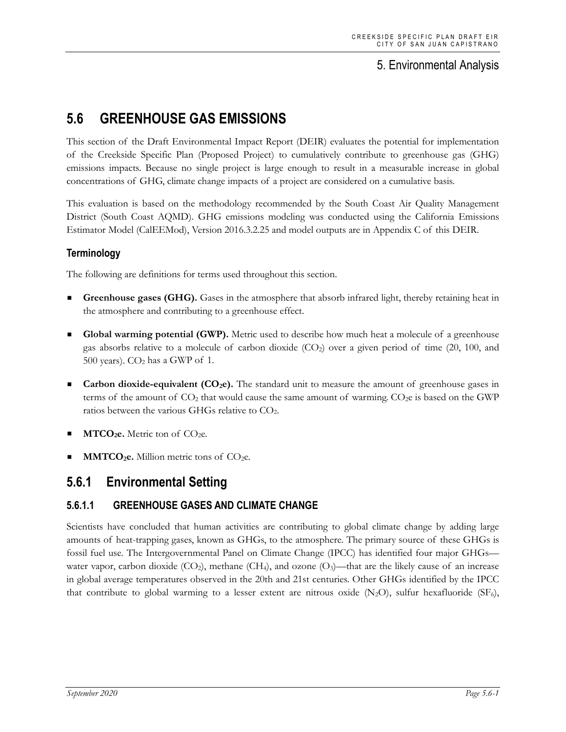# 5.6 GREENHOUSE GAS EMISSIONS

This section of the Draft Environmental Impact Report (DEIR) evaluates the potential for implementation of the Creekside Specific Plan (Proposed Project) to cumulatively contribute to greenhouse gas (GHG) emissions impacts. Because no single project is large enough to result in a measurable increase in global concentrations of GHG, climate change impacts of a project are considered on a cumulative basis.

This evaluation is based on the methodology recommended by the South Coast Air Quality Management District (South Coast AQMD). GHG emissions modeling was conducted using the California Emissions Estimator Model (CalEEMod), Version 2016.3.2.25 and model outputs are in Appendix C of this DEIR.

### Terminology

The following are definitions for terms used throughout this section.

- **Greenhouse gases (GHG).** Gases in the atmosphere that absorb infrared light, thereby retaining heat in the atmosphere and contributing to a greenhouse effect.
- **Global warming potential (GWP).** Metric used to describe how much heat a molecule of a greenhouse gas absorbs relative to a molecule of carbon dioxide ($CO_2$) over a given period of time (20, 100, and 500 years). $CO_2$ has a GWP of 1.
- **Carbon dioxide-equivalent ($CO_2e$).** The standard unit to measure the amount of greenhouse gases in terms of the amount of $CO_2$ that would cause the same amount of warming. $CO_2e$ is based on the GWP ratios between the various GHGs relative to $CO_2$.
- **$MTCO_2e$.** Metric ton of $CO_2e$.
- **$MMTCO_2e$.** Million metric tons of $CO_2e$.

## 5.6.1 Environmental Setting

### 5.6.1.1 GREENHOUSE GASES AND CLIMATE CHANGE

Scientists have concluded that human activities are contributing to global climate change by adding large amounts of heat-trapping gases, known as GHGs, to the atmosphere. The primary source of these GHGs is fossil fuel use. The Intergovernmental Panel on Climate Change (IPCC) has identified four major GHGs—water vapor, carbon dioxide ($CO_2$), methane ($CH_4$), and ozone ($O_3$)—that are the likely cause of an increase in global average temperatures observed in the 20th and 21st centuries. Other GHGs identified by the IPCC that contribute to global warming to a lesser extent are nitrous oxide ($N_2O$), sulfur hexafluoride ($SF_6$),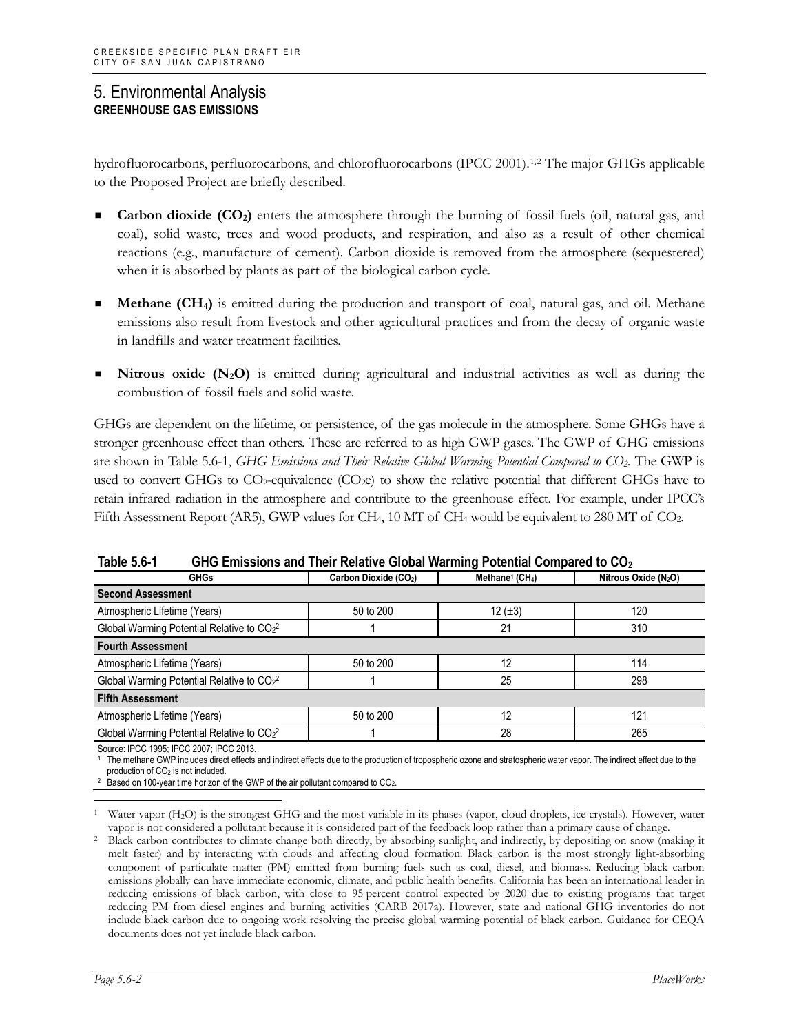# 5. Environmental Analysis

## GREENHOUSE GAS EMISSIONS

hydrofluorocarbons, perfluorocarbons, and chlorofluorocarbons (IPCC 2001).[1,2] The major GHGs applicable to the Proposed Project are briefly described.

- **Carbon dioxide ($CO_2$)** enters the atmosphere through the burning of fossil fuels (oil, natural gas, and coal), solid waste, trees and wood products, and respiration, and also as a result of other chemical reactions (e.g., manufacture of cement). Carbon dioxide is removed from the atmosphere (sequestered) when it is absorbed by plants as part of the biological carbon cycle.
- **Methane ($CH_4$)** is emitted during the production and transport of coal, natural gas, and oil. Methane emissions also result from livestock and other agricultural practices and from the decay of organic waste in landfills and water treatment facilities.
- **Nitrous oxide ($N_2O$)** is emitted during agricultural and industrial activities as well as during the combustion of fossil fuels and solid waste.

GHGs are dependent on the lifetime, or persistence, of the gas molecule in the atmosphere. Some GHGs have a stronger greenhouse effect than others. These are referred to as high GWP gases. The GWP of GHG emissions are shown in Table 5.6-1, *GHG Emissions and Their Relative Global Warming Potential Compared to $CO_2$*. The GWP is used to convert GHGs to $CO_2$-equivalence ($CO_2e$) to show the relative potential that different GHGs have to retain infrared radiation in the atmosphere and contribute to the greenhouse effect. For example, under IPCC's Fifth Assessment Report (AR5), GWP values for $CH_4$, 10 MT of $CH_4$ would be equivalent to 280 MT of $CO_2$.

**Table 5.6-1 GHG Emissions and Their Relative Global Warming Potential Compared to $CO_2$**

| GHGs | Carbon Dioxide ($CO_2$) | Methane[1] ($CH_4$) | Nitrous Oxide ($N_2O$) |
|---|---|---|---|
| **Second Assessment** | | | |
| Atmospheric Lifetime (Years) | 50 to 200 | 12 (±3) | 120 |
| Global Warming Potential Relative to $CO_2$[2] | 1 | 21 | 310 |
| **Fourth Assessment** | | | |
| Atmospheric Lifetime (Years) | 50 to 200 | 12 | 114 |
| Global Warming Potential Relative to $CO_2$[2] | 1 | 25 | 298 |
| **Fifth Assessment** | | | |
| Atmospheric Lifetime (Years) | 50 to 200 | 12 | 121 |
| Global Warming Potential Relative to $CO_2$[2] | 1 | 28 | 265 |

Source: IPCC 1995; IPCC 2007; IPCC 2013.

[1] The methane GWP includes direct effects and indirect effects due to the production of tropospheric ozone and stratospheric water vapor. The indirect effect due to the production of $CO_2$ is not included.

[2] Based on 100-year time horizon of the GWP of the air pollutant compared to $CO_2$.

---

[1] Water vapor ($H_2O$) is the strongest GHG and the most variable in its phases (vapor, cloud droplets, ice crystals). However, water vapor is not considered a pollutant because it is considered part of the feedback loop rather than a primary cause of change.

[2] Black carbon contributes to climate change both directly, by absorbing sunlight, and indirectly, by depositing on snow (making it melt faster) and by interacting with clouds and affecting cloud formation. Black carbon is the most strongly light-absorbing component of particulate matter (PM) emitted from burning fuels such as coal, diesel, and biomass. Reducing black carbon emissions globally can have immediate economic, climate, and public health benefits. California has been an international leader in reducing emissions of black carbon, with close to 95 percent control expected by 2020 due to existing programs that target reducing PM from diesel engines and burning activities (CARB 2017a). However, state and national GHG inventories do not include black carbon due to ongoing work resolving the precise global warming potential of black carbon. Guidance for CEQA documents does not yet include black carbon.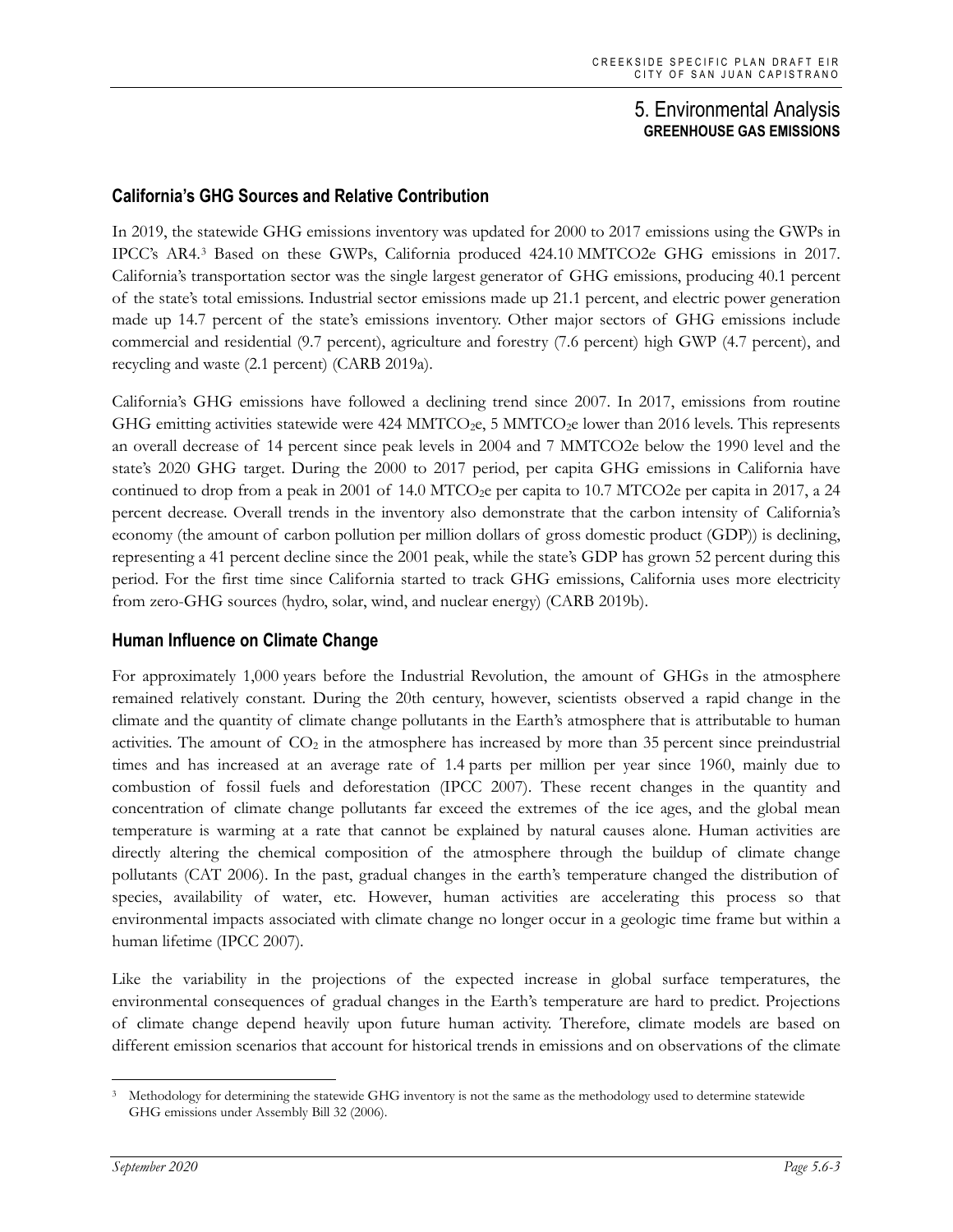## California's GHG Sources and Relative Contribution

In 2019, the statewide GHG emissions inventory was updated for 2000 to 2017 emissions using the GWPs in IPCC's AR4.[3] Based on these GWPs, California produced 424.10 MMTCO2e GHG emissions in 2017. California's transportation sector was the single largest generator of GHG emissions, producing 40.1 percent of the state's total emissions. Industrial sector emissions made up 21.1 percent, and electric power generation made up 14.7 percent of the state's emissions inventory. Other major sectors of GHG emissions include commercial and residential (9.7 percent), agriculture and forestry (7.6 percent) high GWP (4.7 percent), and recycling and waste (2.1 percent) (CARB 2019a).

California's GHG emissions have followed a declining trend since 2007. In 2017, emissions from routine GHG emitting activities statewide were 424 $MMTCO_2e$, 5 $MMTCO_2e$ lower than 2016 levels. This represents an overall decrease of 14 percent since peak levels in 2004 and 7 MMTCO2e below the 1990 level and the state's 2020 GHG target. During the 2000 to 2017 period, per capita GHG emissions in California have continued to drop from a peak in 2001 of 14.0 $MTCO_2e$ per capita to 10.7 MTCO2e per capita in 2017, a 24 percent decrease. Overall trends in the inventory also demonstrate that the carbon intensity of California's economy (the amount of carbon pollution per million dollars of gross domestic product (GDP)) is declining, representing a 41 percent decline since the 2001 peak, while the state's GDP has grown 52 percent during this period. For the first time since California started to track GHG emissions, California uses more electricity from zero-GHG sources (hydro, solar, wind, and nuclear energy) (CARB 2019b).

## Human Influence on Climate Change

For approximately 1,000 years before the Industrial Revolution, the amount of GHGs in the atmosphere remained relatively constant. During the 20th century, however, scientists observed a rapid change in the climate and the quantity of climate change pollutants in the Earth's atmosphere that is attributable to human activities. The amount of $CO_2$ in the atmosphere has increased by more than 35 percent since preindustrial times and has increased at an average rate of 1.4 parts per million per year since 1960, mainly due to combustion of fossil fuels and deforestation (IPCC 2007). These recent changes in the quantity and concentration of climate change pollutants far exceed the extremes of the ice ages, and the global mean temperature is warming at a rate that cannot be explained by natural causes alone. Human activities are directly altering the chemical composition of the atmosphere through the buildup of climate change pollutants (CAT 2006). In the past, gradual changes in the earth's temperature changed the distribution of species, availability of water, etc. However, human activities are accelerating this process so that environmental impacts associated with climate change no longer occur in a geologic time frame but within a human lifetime (IPCC 2007).

Like the variability in the projections of the expected increase in global surface temperatures, the environmental consequences of gradual changes in the Earth's temperature are hard to predict. Projections of climate change depend heavily upon future human activity. Therefore, climate models are based on different emission scenarios that account for historical trends in emissions and on observations of the climate

---

[3] Methodology for determining the statewide GHG inventory is not the same as the methodology used to determine statewide GHG emissions under Assembly Bill 32 (2006).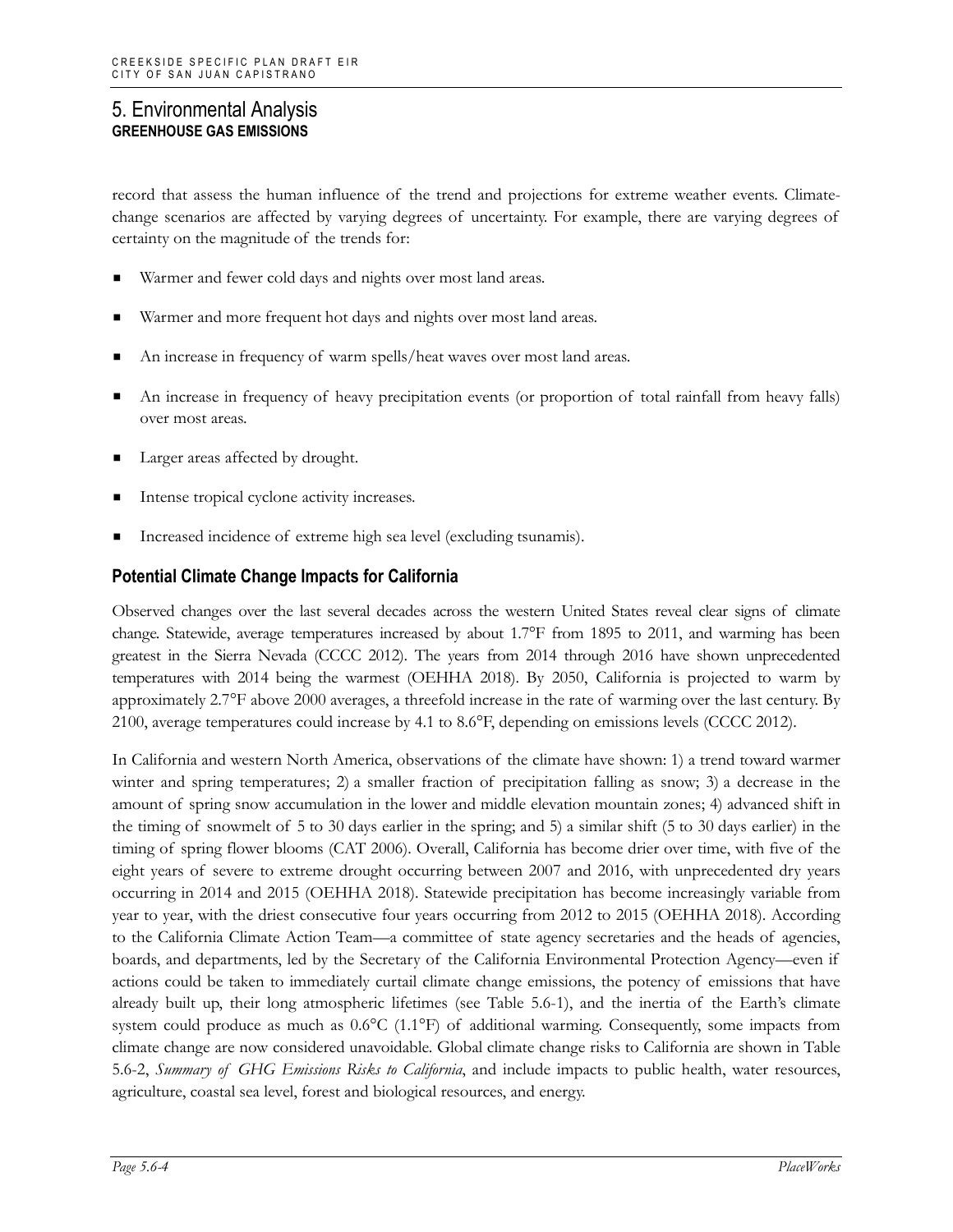record that assess the human influence of the trend and projections for extreme weather events. Climate-change scenarios are affected by varying degrees of uncertainty. For example, there are varying degrees of certainty on the magnitude of the trends for:

- Warmer and fewer cold days and nights over most land areas.
- Warmer and more frequent hot days and nights over most land areas.
- An increase in frequency of warm spells/heat waves over most land areas.
- An increase in frequency of heavy precipitation events (or proportion of total rainfall from heavy falls) over most areas.
- Larger areas affected by drought.
- Intense tropical cyclone activity increases.
- Increased incidence of extreme high sea level (excluding tsunamis).

### Potential Climate Change Impacts for California

Observed changes over the last several decades across the western United States reveal clear signs of climate change. Statewide, average temperatures increased by about 1.7°F from 1895 to 2011, and warming has been greatest in the Sierra Nevada (CCCC 2012). The years from 2014 through 2016 have shown unprecedented temperatures with 2014 being the warmest (OEHHA 2018). By 2050, California is projected to warm by approximately 2.7°F above 2000 averages, a threefold increase in the rate of warming over the last century. By 2100, average temperatures could increase by 4.1 to 8.6°F, depending on emissions levels (CCCC 2012).

In California and western North America, observations of the climate have shown: 1) a trend toward warmer winter and spring temperatures; 2) a smaller fraction of precipitation falling as snow; 3) a decrease in the amount of spring snow accumulation in the lower and middle elevation mountain zones; 4) advanced shift in the timing of snowmelt of 5 to 30 days earlier in the spring; and 5) a similar shift (5 to 30 days earlier) in the timing of spring flower blooms (CAT 2006). Overall, California has become drier over time, with five of the eight years of severe to extreme drought occurring between 2007 and 2016, with unprecedented dry years occurring in 2014 and 2015 (OEHHA 2018). Statewide precipitation has become increasingly variable from year to year, with the driest consecutive four years occurring from 2012 to 2015 (OEHHA 2018). According to the California Climate Action Team—a committee of state agency secretaries and the heads of agencies, boards, and departments, led by the Secretary of the California Environmental Protection Agency—even if actions could be taken to immediately curtail climate change emissions, the potency of emissions that have already built up, their long atmospheric lifetimes (see Table 5.6-1), and the inertia of the Earth's climate system could produce as much as 0.6°C (1.1°F) of additional warming. Consequently, some impacts from climate change are now considered unavoidable. Global climate change risks to California are shown in Table 5.6-2, *Summary of GHG Emissions Risks to California*, and include impacts to public health, water resources, agriculture, coastal sea level, forest and biological resources, and energy.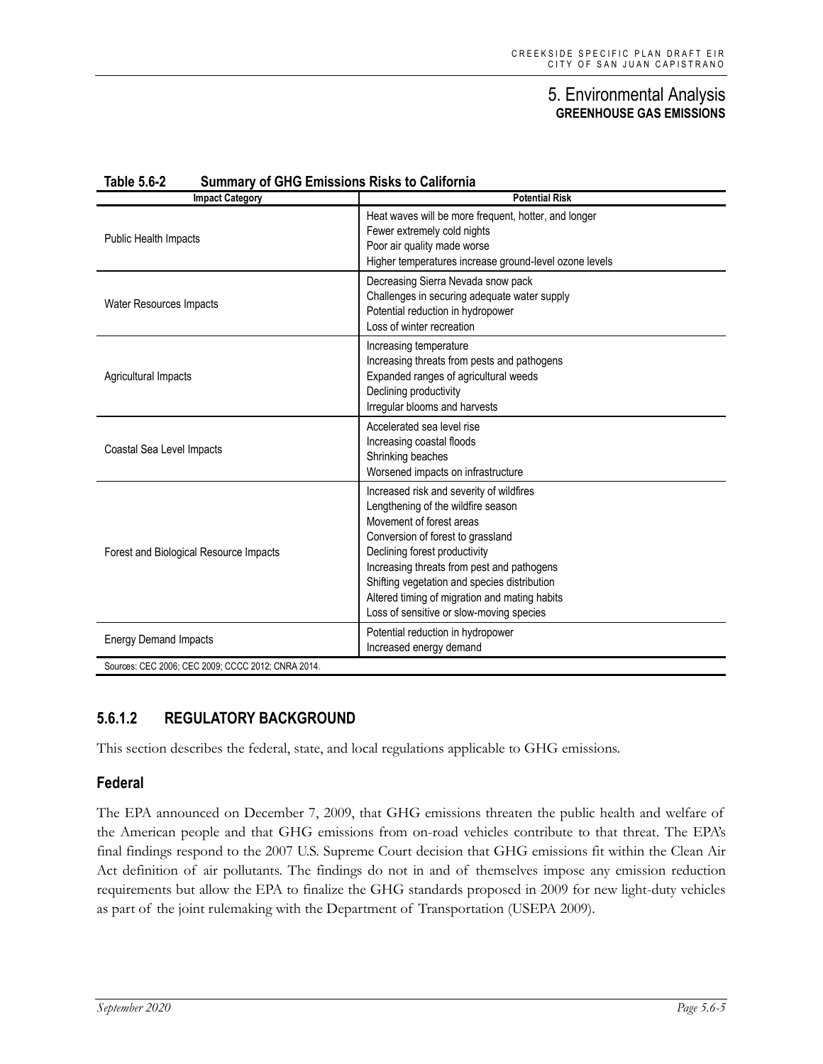**Table 5.6-2 Summary of GHG Emissions Risks to California**

| Impact Category | Potential Risk |
|---|---|
| Public Health Impacts | Heat waves will be more frequent, hotter, and longer<br>Fewer extremely cold nights<br>Poor air quality made worse<br>Higher temperatures increase ground-level ozone levels |
| Water Resources Impacts | Decreasing Sierra Nevada snow pack<br>Challenges in securing adequate water supply<br>Potential reduction in hydropower<br>Loss of winter recreation |
| Agricultural Impacts | Increasing temperature<br>Increasing threats from pests and pathogens<br>Expanded ranges of agricultural weeds<br>Declining productivity<br>Irregular blooms and harvests |
| Coastal Sea Level Impacts | Accelerated sea level rise<br>Increasing coastal floods<br>Shrinking beaches<br>Worsened impacts on infrastructure |
| Forest and Biological Resource Impacts | Increased risk and severity of wildfires<br>Lengthening of the wildfire season<br>Movement of forest areas<br>Conversion of forest to grassland<br>Declining forest productivity<br>Increasing threats from pest and pathogens<br>Shifting vegetation and species distribution<br>Altered timing of migration and mating habits<br>Loss of sensitive or slow-moving species |
| Energy Demand Impacts | Potential reduction in hydropower<br>Increased energy demand |

Sources: CEC 2006; CEC 2009; CCCC 2012; CNRA 2014.

### 5.6.1.2 REGULATORY BACKGROUND

This section describes the federal, state, and local regulations applicable to GHG emissions.

#### Federal

The EPA announced on December 7, 2009, that GHG emissions threaten the public health and welfare of the American people and that GHG emissions from on-road vehicles contribute to that threat. The EPA's final findings respond to the 2007 U.S. Supreme Court decision that GHG emissions fit within the Clean Air Act definition of air pollutants. The findings do not in and of themselves impose any emission reduction requirements but allow the EPA to finalize the GHG standards proposed in 2009 for new light-duty vehicles as part of the joint rulemaking with the Department of Transportation (USEPA 2009).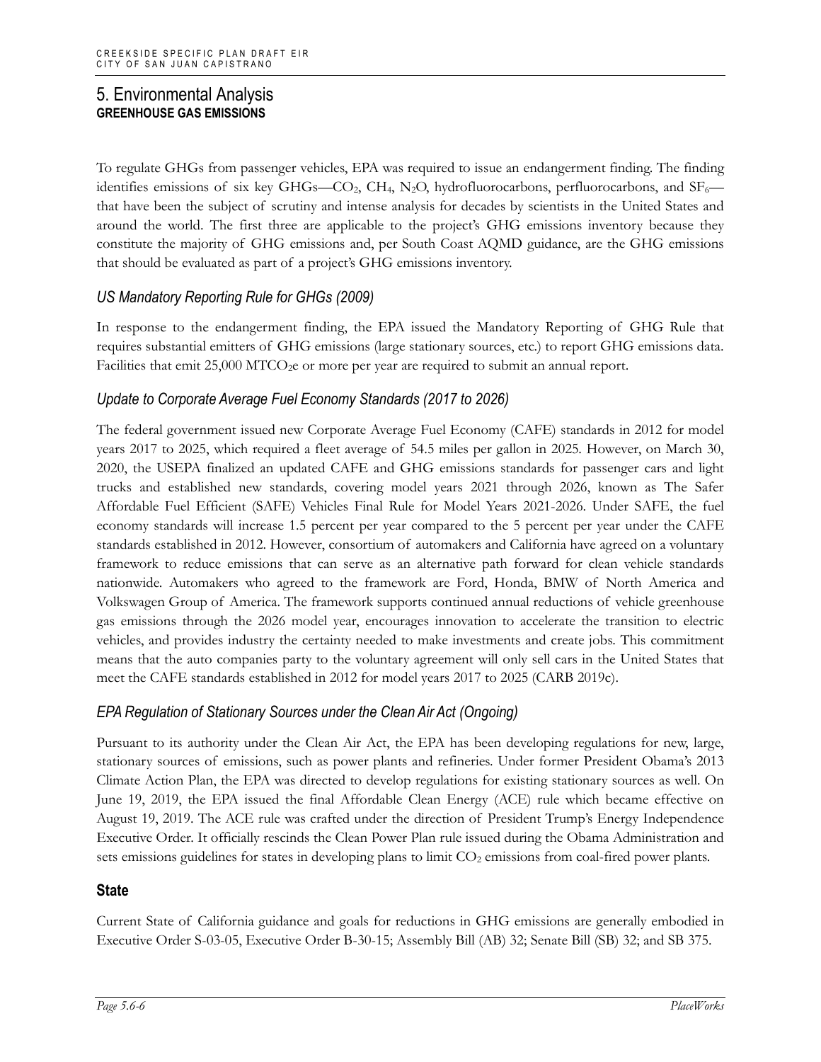# 5. Environmental Analysis

## GREENHOUSE GAS EMISSIONS

To regulate GHGs from passenger vehicles, EPA was required to issue an endangerment finding. The finding identifies emissions of six key GHGs—$CO_2$, $CH_4$, $N_2O$, hydrofluorocarbons, perfluorocarbons, and $SF_6$—that have been the subject of scrutiny and intense analysis for decades by scientists in the United States and around the world. The first three are applicable to the project's GHG emissions inventory because they constitute the majority of GHG emissions and, per South Coast AQMD guidance, are the GHG emissions that should be evaluated as part of a project's GHG emissions inventory.

### *US Mandatory Reporting Rule for GHGs (2009)*

In response to the endangerment finding, the EPA issued the Mandatory Reporting of GHG Rule that requires substantial emitters of GHG emissions (large stationary sources, etc.) to report GHG emissions data. Facilities that emit 25,000 $MTCO_2e$ or more per year are required to submit an annual report.

### *Update to Corporate Average Fuel Economy Standards (2017 to 2026)*

The federal government issued new Corporate Average Fuel Economy (CAFE) standards in 2012 for model years 2017 to 2025, which required a fleet average of 54.5 miles per gallon in 2025. However, on March 30, 2020, the USEPA finalized an updated CAFE and GHG emissions standards for passenger cars and light trucks and established new standards, covering model years 2021 through 2026, known as The Safer Affordable Fuel Efficient (SAFE) Vehicles Final Rule for Model Years 2021-2026. Under SAFE, the fuel economy standards will increase 1.5 percent per year compared to the 5 percent per year under the CAFE standards established in 2012. However, consortium of automakers and California have agreed on a voluntary framework to reduce emissions that can serve as an alternative path forward for clean vehicle standards nationwide. Automakers who agreed to the framework are Ford, Honda, BMW of North America and Volkswagen Group of America. The framework supports continued annual reductions of vehicle greenhouse gas emissions through the 2026 model year, encourages innovation to accelerate the transition to electric vehicles, and provides industry the certainty needed to make investments and create jobs. This commitment means that the auto companies party to the voluntary agreement will only sell cars in the United States that meet the CAFE standards established in 2012 for model years 2017 to 2025 (CARB 2019c).

### *EPA Regulation of Stationary Sources under the Clean Air Act (Ongoing)*

Pursuant to its authority under the Clean Air Act, the EPA has been developing regulations for new, large, stationary sources of emissions, such as power plants and refineries. Under former President Obama's 2013 Climate Action Plan, the EPA was directed to develop regulations for existing stationary sources as well. On June 19, 2019, the EPA issued the final Affordable Clean Energy (ACE) rule which became effective on August 19, 2019. The ACE rule was crafted under the direction of President Trump's Energy Independence Executive Order. It officially rescinds the Clean Power Plan rule issued during the Obama Administration and sets emissions guidelines for states in developing plans to limit $CO_2$ emissions from coal-fired power plants.

### State

Current State of California guidance and goals for reductions in GHG emissions are generally embodied in Executive Order S-03-05, Executive Order B-30-15; Assembly Bill (AB) 32; Senate Bill (SB) 32; and SB 375.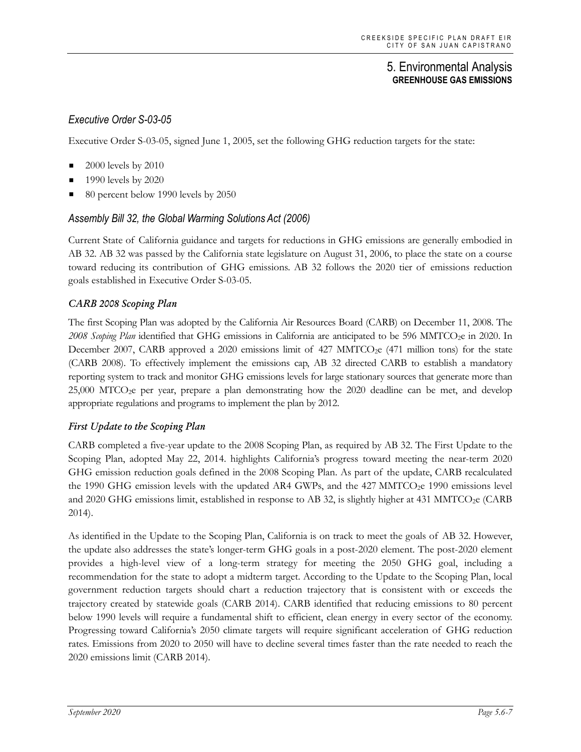### *Executive Order S-03-05*

Executive Order S-03-05, signed June 1, 2005, set the following GHG reduction targets for the state:

- 2000 levels by 2010
- 1990 levels by 2020
- 80 percent below 1990 levels by 2050

### *Assembly Bill 32, the Global Warming Solutions Act (2006)*

Current State of California guidance and targets for reductions in GHG emissions are generally embodied in AB 32. AB 32 was passed by the California state legislature on August 31, 2006, to place the state on a course toward reducing its contribution of GHG emissions. AB 32 follows the 2020 tier of emissions reduction goals established in Executive Order S-03-05.

#### ***CARB 2008 Scoping Plan***

The first Scoping Plan was adopted by the California Air Resources Board (CARB) on December 11, 2008. The *2008 Scoping Plan* identified that GHG emissions in California are anticipated to be 596 $MMTCO_2e$ in 2020. In December 2007, CARB approved a 2020 emissions limit of 427 $MMTCO_2e$ (471 million tons) for the state (CARB 2008). To effectively implement the emissions cap, AB 32 directed CARB to establish a mandatory reporting system to track and monitor GHG emissions levels for large stationary sources that generate more than 25,000 $MTCO_2e$ per year, prepare a plan demonstrating how the 2020 deadline can be met, and develop appropriate regulations and programs to implement the plan by 2012.

#### ***First Update to the Scoping Plan***

CARB completed a five-year update to the 2008 Scoping Plan, as required by AB 32. The First Update to the Scoping Plan, adopted May 22, 2014. highlights California's progress toward meeting the near-term 2020 GHG emission reduction goals defined in the 2008 Scoping Plan. As part of the update, CARB recalculated the 1990 GHG emission levels with the updated AR4 GWPs, and the 427 $MMTCO_2e$ 1990 emissions level and 2020 GHG emissions limit, established in response to AB 32, is slightly higher at 431 $MMTCO_2e$ (CARB 2014).

As identified in the Update to the Scoping Plan, California is on track to meet the goals of AB 32. However, the update also addresses the state's longer-term GHG goals in a post-2020 element. The post-2020 element provides a high-level view of a long-term strategy for meeting the 2050 GHG goal, including a recommendation for the state to adopt a midterm target. According to the Update to the Scoping Plan, local government reduction targets should chart a reduction trajectory that is consistent with or exceeds the trajectory created by statewide goals (CARB 2014). CARB identified that reducing emissions to 80 percent below 1990 levels will require a fundamental shift to efficient, clean energy in every sector of the economy. Progressing toward California's 2050 climate targets will require significant acceleration of GHG reduction rates. Emissions from 2020 to 2050 will have to decline several times faster than the rate needed to reach the 2020 emissions limit (CARB 2014).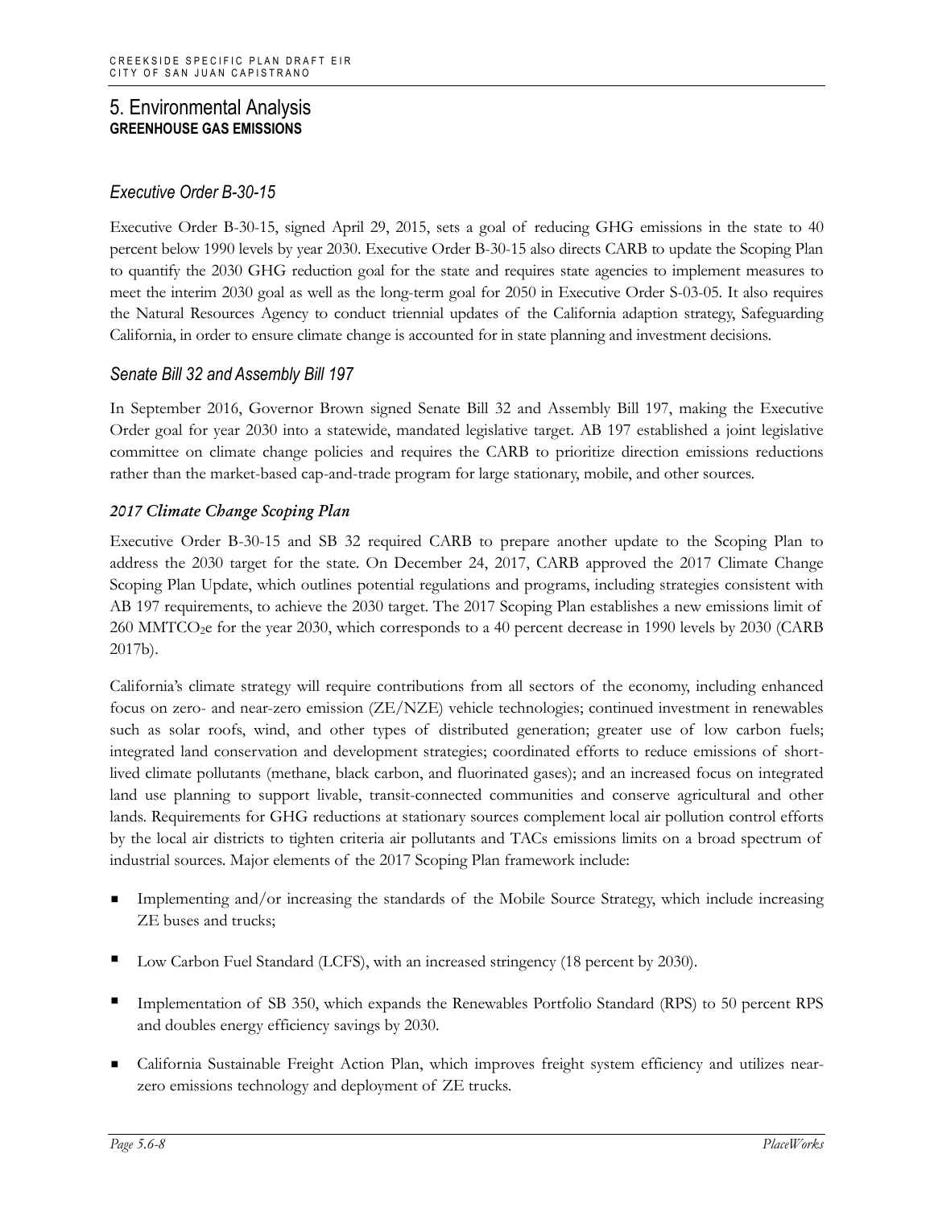### Executive Order B-30-15

Executive Order B-30-15, signed April 29, 2015, sets a goal of reducing GHG emissions in the state to 40 percent below 1990 levels by year 2030. Executive Order B-30-15 also directs CARB to update the Scoping Plan to quantify the 2030 GHG reduction goal for the state and requires state agencies to implement measures to meet the interim 2030 goal as well as the long-term goal for 2050 in Executive Order S-03-05. It also requires the Natural Resources Agency to conduct triennial updates of the California adaption strategy, Safeguarding California, in order to ensure climate change is accounted for in state planning and investment decisions.

### Senate Bill 32 and Assembly Bill 197

In September 2016, Governor Brown signed Senate Bill 32 and Assembly Bill 197, making the Executive Order goal for year 2030 into a statewide, mandated legislative target. AB 197 established a joint legislative committee on climate change policies and requires the CARB to prioritize direction emissions reductions rather than the market-based cap-and-trade program for large stationary, mobile, and other sources.

#### *2017 Climate Change Scoping Plan*

Executive Order B-30-15 and SB 32 required CARB to prepare another update to the Scoping Plan to address the 2030 target for the state. On December 24, 2017, CARB approved the 2017 Climate Change Scoping Plan Update, which outlines potential regulations and programs, including strategies consistent with AB 197 requirements, to achieve the 2030 target. The 2017 Scoping Plan establishes a new emissions limit of 260 $MMTCO_2e$ for the year 2030, which corresponds to a 40 percent decrease in 1990 levels by 2030 (CARB 2017b).

California's climate strategy will require contributions from all sectors of the economy, including enhanced focus on zero- and near-zero emission (ZE/NZE) vehicle technologies; continued investment in renewables such as solar roofs, wind, and other types of distributed generation; greater use of low carbon fuels; integrated land conservation and development strategies; coordinated efforts to reduce emissions of short-lived climate pollutants (methane, black carbon, and fluorinated gases); and an increased focus on integrated land use planning to support livable, transit-connected communities and conserve agricultural and other lands. Requirements for GHG reductions at stationary sources complement local air pollution control efforts by the local air districts to tighten criteria air pollutants and TACs emissions limits on a broad spectrum of industrial sources. Major elements of the 2017 Scoping Plan framework include:

- Implementing and/or increasing the standards of the Mobile Source Strategy, which include increasing ZE buses and trucks;
- Low Carbon Fuel Standard (LCFS), with an increased stringency (18 percent by 2030).
- Implementation of SB 350, which expands the Renewables Portfolio Standard (RPS) to 50 percent RPS and doubles energy efficiency savings by 2030.
- California Sustainable Freight Action Plan, which improves freight system efficiency and utilizes near-zero emissions technology and deployment of ZE trucks.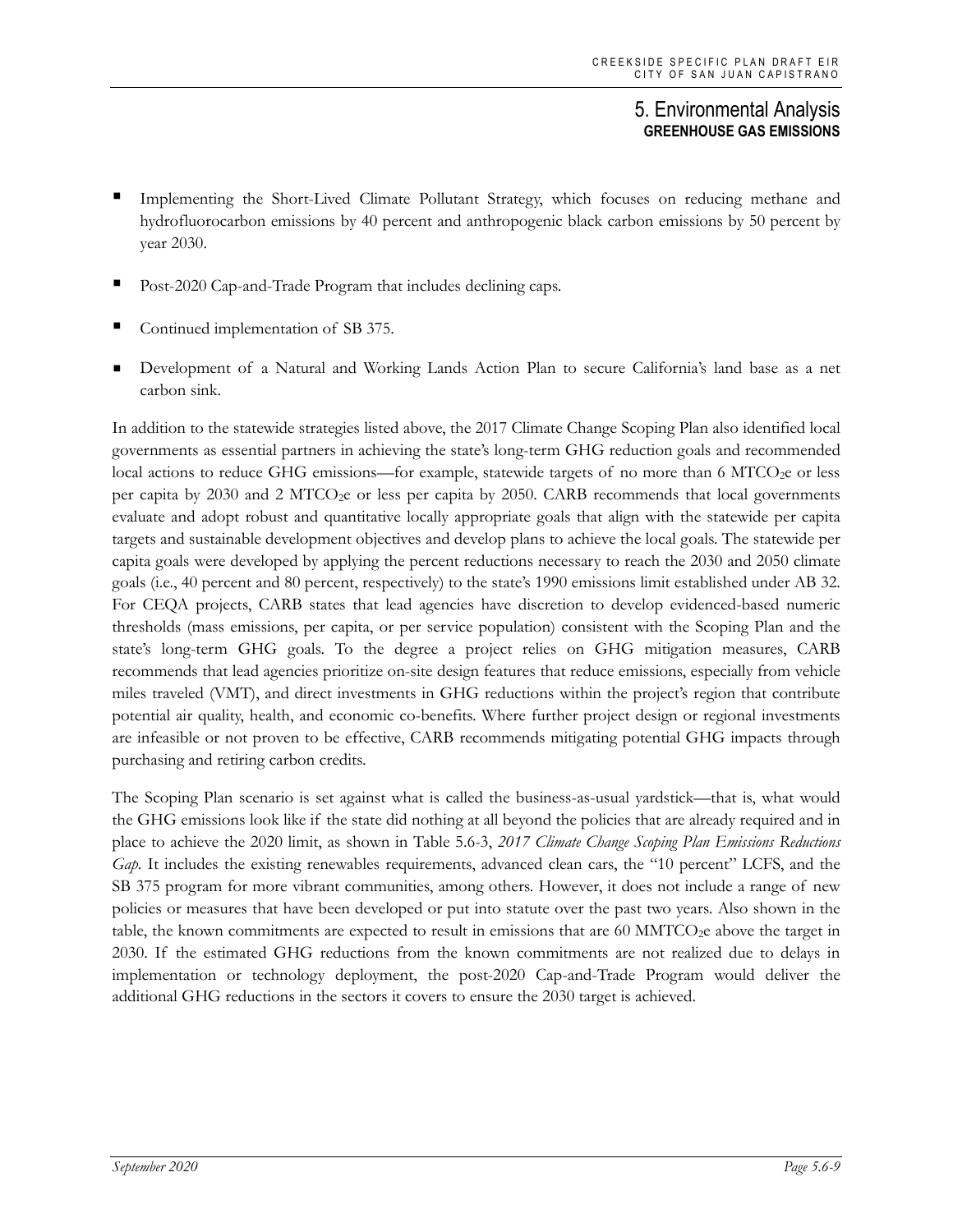- Implementing the Short-Lived Climate Pollutant Strategy, which focuses on reducing methane and hydrofluorocarbon emissions by 40 percent and anthropogenic black carbon emissions by 50 percent by year 2030.
- Post-2020 Cap-and-Trade Program that includes declining caps.
- Continued implementation of SB 375.
- Development of a Natural and Working Lands Action Plan to secure California's land base as a net carbon sink.

In addition to the statewide strategies listed above, the 2017 Climate Change Scoping Plan also identified local governments as essential partners in achieving the state's long-term GHG reduction goals and recommended local actions to reduce GHG emissions—for example, statewide targets of no more than 6 $MTCO_2e$ or less per capita by 2030 and 2 $MTCO_2e$ or less per capita by 2050. CARB recommends that local governments evaluate and adopt robust and quantitative locally appropriate goals that align with the statewide per capita targets and sustainable development objectives and develop plans to achieve the local goals. The statewide per capita goals were developed by applying the percent reductions necessary to reach the 2030 and 2050 climate goals (i.e., 40 percent and 80 percent, respectively) to the state's 1990 emissions limit established under AB 32. For CEQA projects, CARB states that lead agencies have discretion to develop evidenced-based numeric thresholds (mass emissions, per capita, or per service population) consistent with the Scoping Plan and the state's long-term GHG goals. To the degree a project relies on GHG mitigation measures, CARB recommends that lead agencies prioritize on-site design features that reduce emissions, especially from vehicle miles traveled (VMT), and direct investments in GHG reductions within the project's region that contribute potential air quality, health, and economic co-benefits. Where further project design or regional investments are infeasible or not proven to be effective, CARB recommends mitigating potential GHG impacts through purchasing and retiring carbon credits.

The Scoping Plan scenario is set against what is called the business-as-usual yardstick—that is, what would the GHG emissions look like if the state did nothing at all beyond the policies that are already required and in place to achieve the 2020 limit, as shown in Table 5.6-3, *2017 Climate Change Scoping Plan Emissions Reductions Gap*. It includes the existing renewables requirements, advanced clean cars, the "10 percent" LCFS, and the SB 375 program for more vibrant communities, among others. However, it does not include a range of new policies or measures that have been developed or put into statute over the past two years. Also shown in the table, the known commitments are expected to result in emissions that are 60 $MMTCO_2e$ above the target in 2030. If the estimated GHG reductions from the known commitments are not realized due to delays in implementation or technology deployment, the post-2020 Cap-and-Trade Program would deliver the additional GHG reductions in the sectors it covers to ensure the 2030 target is achieved.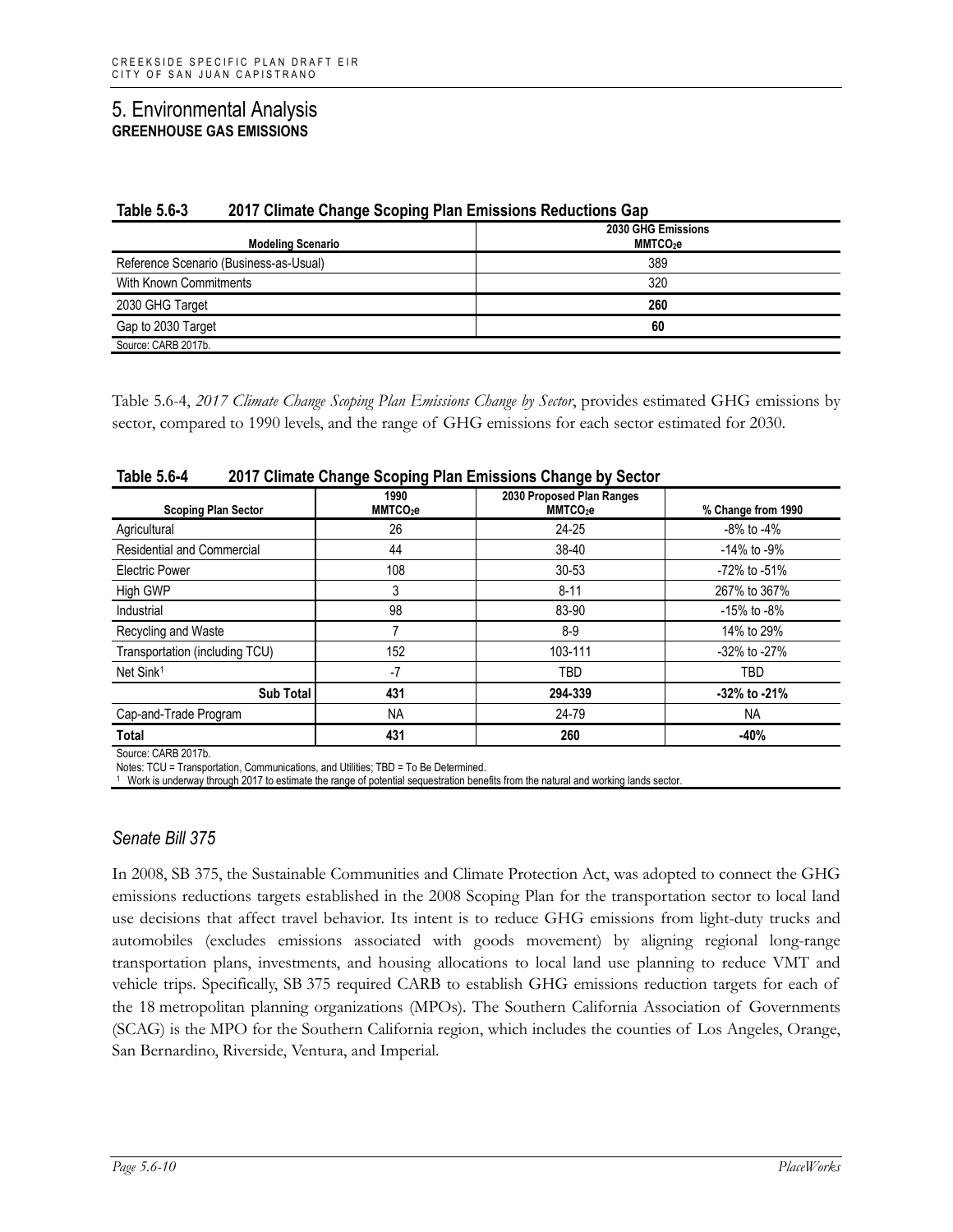# 5. Environmental Analysis

## GREENHOUSE GAS EMISSIONS

**Table 5.6-3 2017 Climate Change Scoping Plan Emissions Reductions Gap**

| Modeling Scenario | 2030 GHG Emissions $MMTCO_2e$ |
|---|---|
| Reference Scenario (Business-as-Usual) | 389 |
| With Known Commitments | 320 |
| 2030 GHG Target | **260** |
| Gap to 2030 Target | **60** |

Source: CARB 2017b.

Table 5.6-4, *2017 Climate Change Scoping Plan Emissions Change by Sector*, provides estimated GHG emissions by sector, compared to 1990 levels, and the range of GHG emissions for each sector estimated for 2030.

**Table 5.6-4 2017 Climate Change Scoping Plan Emissions Change by Sector**

| Scoping Plan Sector | 1990 $MMTCO_2e$ | 2030 Proposed Plan Ranges $MMTCO_2e$ | % Change from 1990 |
|---|---|---|---|
| Agricultural | 26 | 24-25 | -8% to -4% |
| Residential and Commercial | 44 | 38-40 | -14% to -9% |
| Electric Power | 108 | 30-53 | -72% to -51% |
| High GWP | 3 | 8-11 | 267% to 367% |
| Industrial | 98 | 83-90 | -15% to -8% |
| Recycling and Waste | 7 | 8-9 | 14% to 29% |
| Transportation (including TCU) | 152 | 103-111 | -32% to -27% |
| Net Sink[1] | -7 | TBD | TBD |
| **Sub Total** | **431** | **294-339** | **-32% to -21%** |
| Cap-and-Trade Program | NA | 24-79 | NA |
| **Total** | **431** | **260** | **-40%** |

Source: CARB 2017b.

Notes: TCU = Transportation, Communications, and Utilities; TBD = To Be Determined.

[1] Work is underway through 2017 to estimate the range of potential sequestration benefits from the natural and working lands sector.

### *Senate Bill 375*

In 2008, SB 375, the Sustainable Communities and Climate Protection Act, was adopted to connect the GHG emissions reductions targets established in the 2008 Scoping Plan for the transportation sector to local land use decisions that affect travel behavior. Its intent is to reduce GHG emissions from light-duty trucks and automobiles (excludes emissions associated with goods movement) by aligning regional long-range transportation plans, investments, and housing allocations to local land use planning to reduce VMT and vehicle trips. Specifically, SB 375 required CARB to establish GHG emissions reduction targets for each of the 18 metropolitan planning organizations (MPOs). The Southern California Association of Governments (SCAG) is the MPO for the Southern California region, which includes the counties of Los Angeles, Orange, San Bernardino, Riverside, Ventura, and Imperial.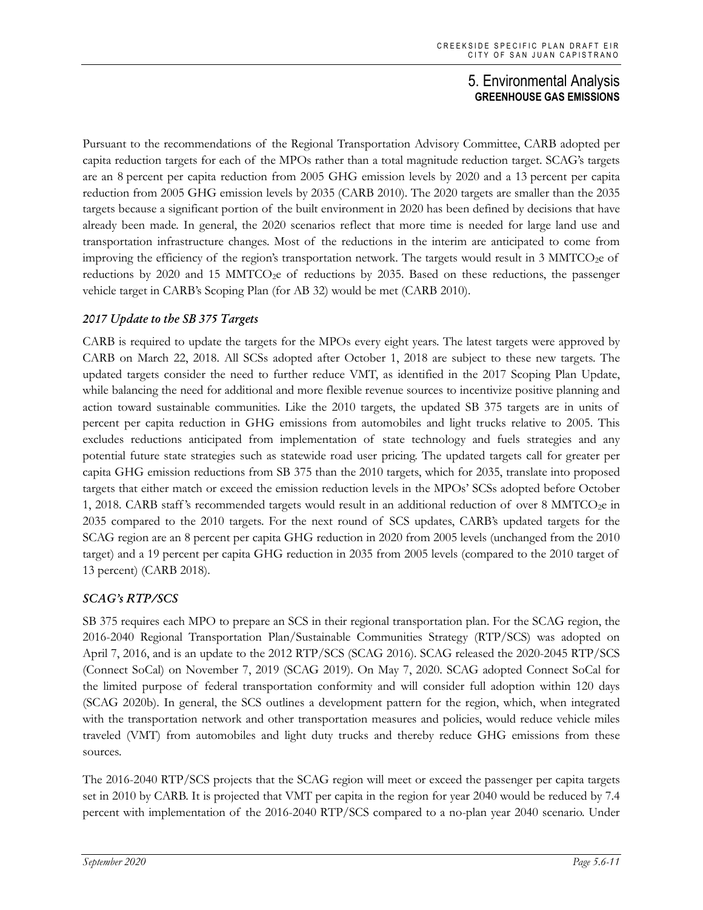Pursuant to the recommendations of the Regional Transportation Advisory Committee, CARB adopted per capita reduction targets for each of the MPOs rather than a total magnitude reduction target. SCAG's targets are an 8 percent per capita reduction from 2005 GHG emission levels by 2020 and a 13 percent per capita reduction from 2005 GHG emission levels by 2035 (CARB 2010). The 2020 targets are smaller than the 2035 targets because a significant portion of the built environment in 2020 has been defined by decisions that have already been made. In general, the 2020 scenarios reflect that more time is needed for large land use and transportation infrastructure changes. Most of the reductions in the interim are anticipated to come from improving the efficiency of the region's transportation network. The targets would result in 3 $MMTCO_2e$ of reductions by 2020 and 15 $MMTCO_2e$ of reductions by 2035. Based on these reductions, the passenger vehicle target in CARB's Scoping Plan (for AB 32) would be met (CARB 2010).

### *2017 Update to the SB 375 Targets*

CARB is required to update the targets for the MPOs every eight years. The latest targets were approved by CARB on March 22, 2018. All SCSs adopted after October 1, 2018 are subject to these new targets. The updated targets consider the need to further reduce VMT, as identified in the 2017 Scoping Plan Update, while balancing the need for additional and more flexible revenue sources to incentivize positive planning and action toward sustainable communities. Like the 2010 targets, the updated SB 375 targets are in units of percent per capita reduction in GHG emissions from automobiles and light trucks relative to 2005. This excludes reductions anticipated from implementation of state technology and fuels strategies and any potential future state strategies such as statewide road user pricing. The updated targets call for greater per capita GHG emission reductions from SB 375 than the 2010 targets, which for 2035, translate into proposed targets that either match or exceed the emission reduction levels in the MPOs' SCSs adopted before October 1, 2018. CARB staff's recommended targets would result in an additional reduction of over 8 $MMTCO_2e$ in 2035 compared to the 2010 targets. For the next round of SCS updates, CARB's updated targets for the SCAG region are an 8 percent per capita GHG reduction in 2020 from 2005 levels (unchanged from the 2010 target) and a 19 percent per capita GHG reduction in 2035 from 2005 levels (compared to the 2010 target of 13 percent) (CARB 2018).

### *SCAG's RTP/SCS*

SB 375 requires each MPO to prepare an SCS in their regional transportation plan. For the SCAG region, the 2016-2040 Regional Transportation Plan/Sustainable Communities Strategy (RTP/SCS) was adopted on April 7, 2016, and is an update to the 2012 RTP/SCS (SCAG 2016). SCAG released the 2020-2045 RTP/SCS (Connect SoCal) on November 7, 2019 (SCAG 2019). On May 7, 2020. SCAG adopted Connect SoCal for the limited purpose of federal transportation conformity and will consider full adoption within 120 days (SCAG 2020b). In general, the SCS outlines a development pattern for the region, which, when integrated with the transportation network and other transportation measures and policies, would reduce vehicle miles traveled (VMT) from automobiles and light duty trucks and thereby reduce GHG emissions from these sources.

The 2016-2040 RTP/SCS projects that the SCAG region will meet or exceed the passenger per capita targets set in 2010 by CARB. It is projected that VMT per capita in the region for year 2040 would be reduced by 7.4 percent with implementation of the 2016-2040 RTP/SCS compared to a no-plan year 2040 scenario. Under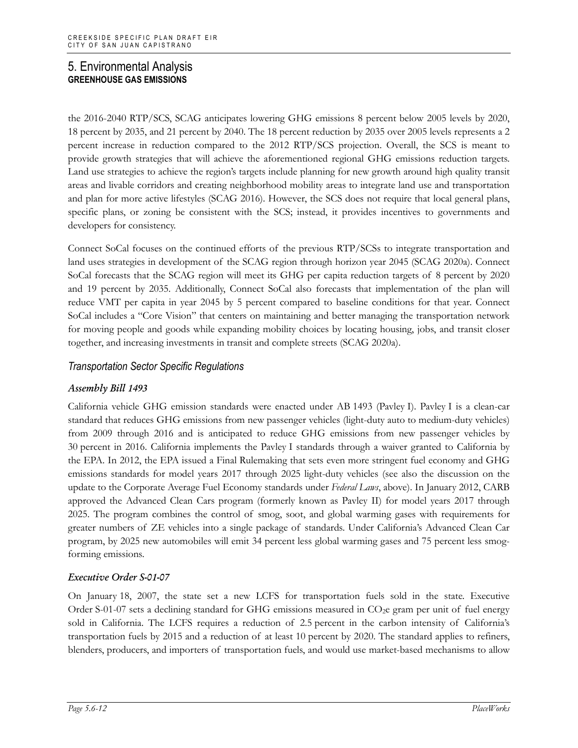the 2016-2040 RTP/SCS, SCAG anticipates lowering GHG emissions 8 percent below 2005 levels by 2020, 18 percent by 2035, and 21 percent by 2040. The 18 percent reduction by 2035 over 2005 levels represents a 2 percent increase in reduction compared to the 2012 RTP/SCS projection. Overall, the SCS is meant to provide growth strategies that will achieve the aforementioned regional GHG emissions reduction targets. Land use strategies to achieve the region's targets include planning for new growth around high quality transit areas and livable corridors and creating neighborhood mobility areas to integrate land use and transportation and plan for more active lifestyles (SCAG 2016). However, the SCS does not require that local general plans, specific plans, or zoning be consistent with the SCS; instead, it provides incentives to governments and developers for consistency.

Connect SoCal focuses on the continued efforts of the previous RTP/SCSs to integrate transportation and land uses strategies in development of the SCAG region through horizon year 2045 (SCAG 2020a). Connect SoCal forecasts that the SCAG region will meet its GHG per capita reduction targets of 8 percent by 2020 and 19 percent by 2035. Additionally, Connect SoCal also forecasts that implementation of the plan will reduce VMT per capita in year 2045 by 5 percent compared to baseline conditions for that year. Connect SoCal includes a "Core Vision" that centers on maintaining and better managing the transportation network for moving people and goods while expanding mobility choices by locating housing, jobs, and transit closer together, and increasing investments in transit and complete streets (SCAG 2020a).

### *Transportation Sector Specific Regulations*

#### *Assembly Bill 1493*

California vehicle GHG emission standards were enacted under AB 1493 (Pavley I). Pavley I is a clean-car standard that reduces GHG emissions from new passenger vehicles (light-duty auto to medium-duty vehicles) from 2009 through 2016 and is anticipated to reduce GHG emissions from new passenger vehicles by 30 percent in 2016. California implements the Pavley I standards through a waiver granted to California by the EPA. In 2012, the EPA issued a Final Rulemaking that sets even more stringent fuel economy and GHG emissions standards for model years 2017 through 2025 light-duty vehicles (see also the discussion on the update to the Corporate Average Fuel Economy standards under *Federal Laws*, above). In January 2012, CARB approved the Advanced Clean Cars program (formerly known as Pavley II) for model years 2017 through 2025. The program combines the control of smog, soot, and global warming gases with requirements for greater numbers of ZE vehicles into a single package of standards. Under California's Advanced Clean Car program, by 2025 new automobiles will emit 34 percent less global warming gases and 75 percent less smog-forming emissions.

#### *Executive Order S-01-07*

On January 18, 2007, the state set a new LCFS for transportation fuels sold in the state. Executive Order S-01-07 sets a declining standard for GHG emissions measured in $CO_2e$ gram per unit of fuel energy sold in California. The LCFS requires a reduction of 2.5 percent in the carbon intensity of California's transportation fuels by 2015 and a reduction of at least 10 percent by 2020. The standard applies to refiners, blenders, producers, and importers of transportation fuels, and would use market-based mechanisms to allow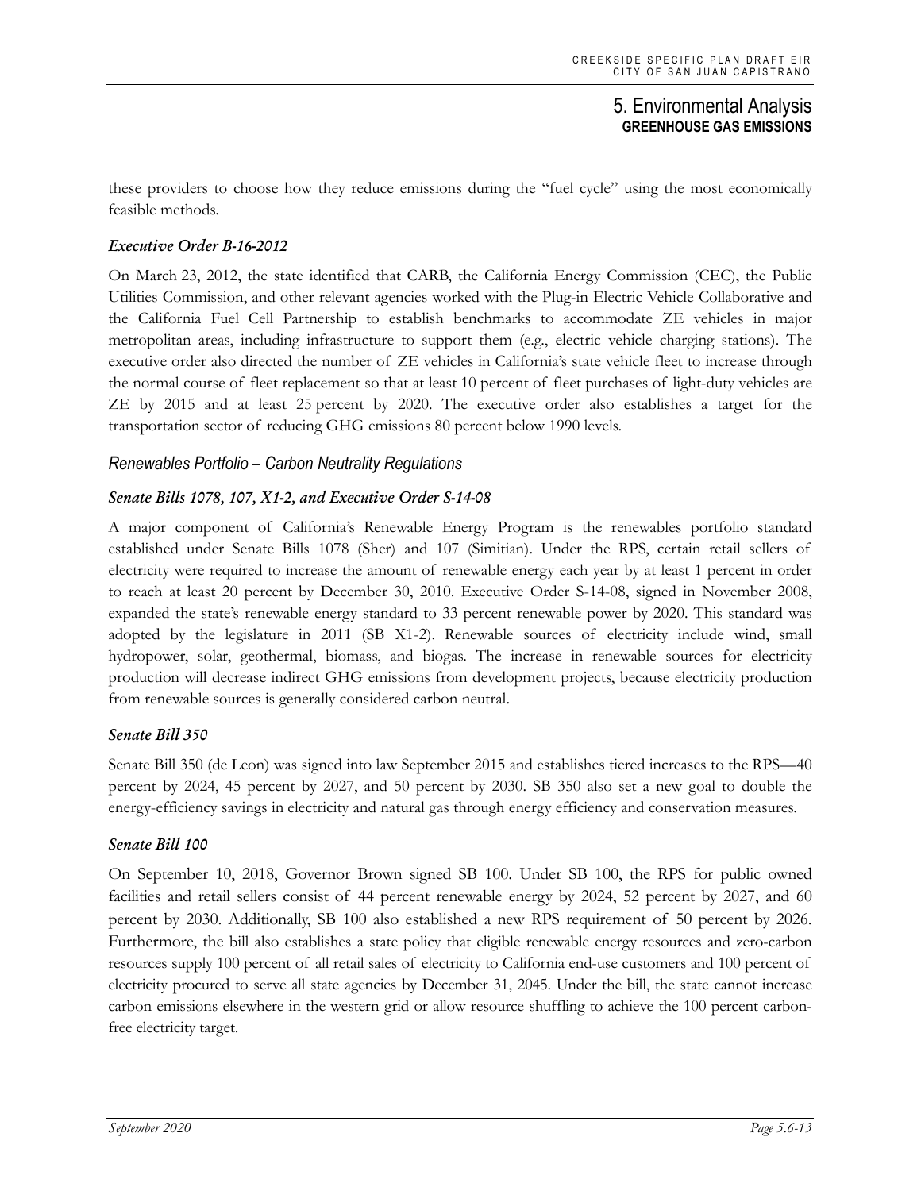these providers to choose how they reduce emissions during the "fuel cycle" using the most economically feasible methods.

#### *Executive Order B-16-2012*

On March 23, 2012, the state identified that CARB, the California Energy Commission (CEC), the Public Utilities Commission, and other relevant agencies worked with the Plug-in Electric Vehicle Collaborative and the California Fuel Cell Partnership to establish benchmarks to accommodate ZE vehicles in major metropolitan areas, including infrastructure to support them (e.g., electric vehicle charging stations). The executive order also directed the number of ZE vehicles in California's state vehicle fleet to increase through the normal course of fleet replacement so that at least 10 percent of fleet purchases of light-duty vehicles are ZE by 2015 and at least 25 percent by 2020. The executive order also establishes a target for the transportation sector of reducing GHG emissions 80 percent below 1990 levels.

### *Renewables Portfolio – Carbon Neutrality Regulations*

#### *Senate Bills 1078, 107, X1-2, and Executive Order S-14-08*

A major component of California's Renewable Energy Program is the renewables portfolio standard established under Senate Bills 1078 (Sher) and 107 (Simitian). Under the RPS, certain retail sellers of electricity were required to increase the amount of renewable energy each year by at least 1 percent in order to reach at least 20 percent by December 30, 2010. Executive Order S-14-08, signed in November 2008, expanded the state's renewable energy standard to 33 percent renewable power by 2020. This standard was adopted by the legislature in 2011 (SB X1-2). Renewable sources of electricity include wind, small hydropower, solar, geothermal, biomass, and biogas. The increase in renewable sources for electricity production will decrease indirect GHG emissions from development projects, because electricity production from renewable sources is generally considered carbon neutral.

#### *Senate Bill 350*

Senate Bill 350 (de Leon) was signed into law September 2015 and establishes tiered increases to the RPS—40 percent by 2024, 45 percent by 2027, and 50 percent by 2030. SB 350 also set a new goal to double the energy-efficiency savings in electricity and natural gas through energy efficiency and conservation measures.

#### *Senate Bill 100*

On September 10, 2018, Governor Brown signed SB 100. Under SB 100, the RPS for public owned facilities and retail sellers consist of 44 percent renewable energy by 2024, 52 percent by 2027, and 60 percent by 2030. Additionally, SB 100 also established a new RPS requirement of 50 percent by 2026. Furthermore, the bill also establishes a state policy that eligible renewable energy resources and zero-carbon resources supply 100 percent of all retail sales of electricity to California end-use customers and 100 percent of electricity procured to serve all state agencies by December 31, 2045. Under the bill, the state cannot increase carbon emissions elsewhere in the western grid or allow resource shuffling to achieve the 100 percent carbon-free electricity target.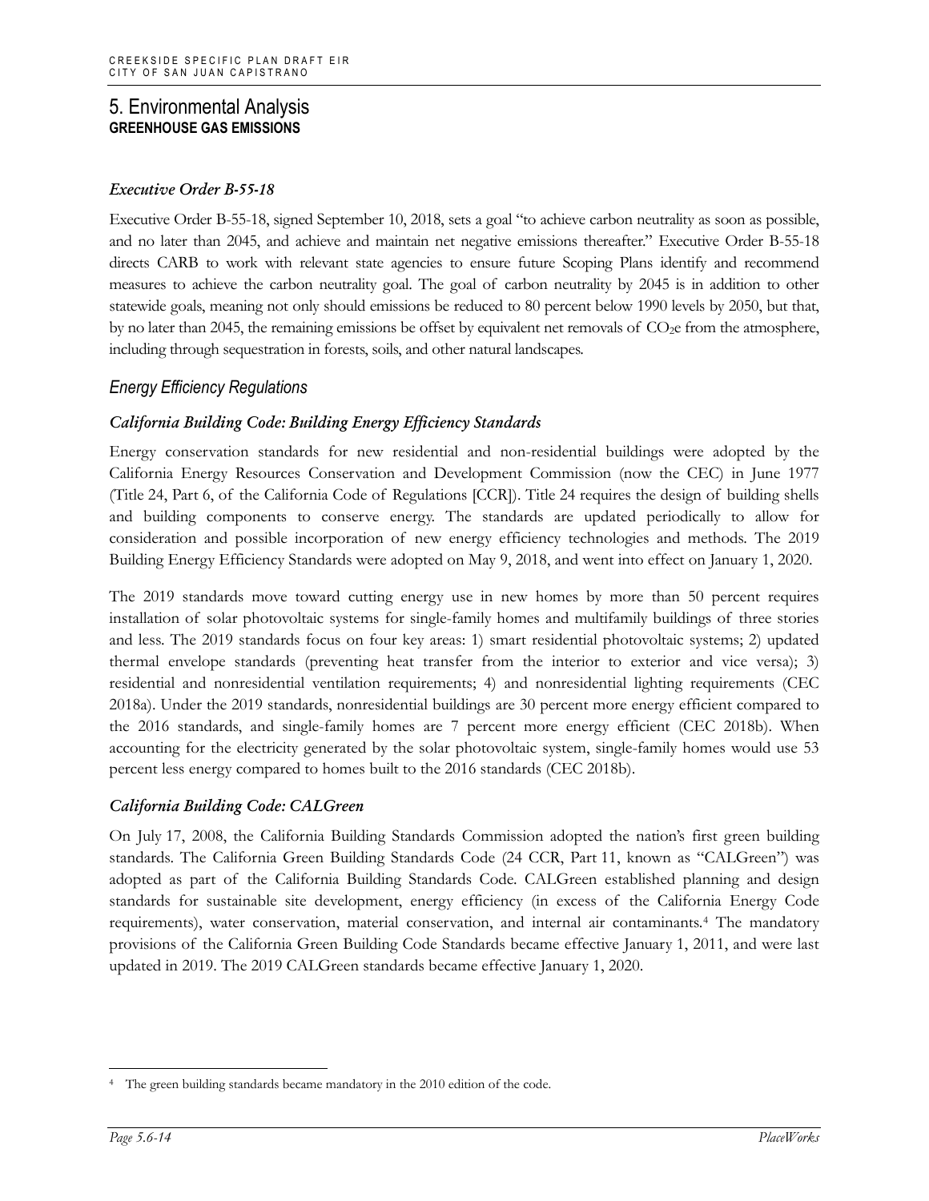### *Executive Order B-55-18*

Executive Order B-55-18, signed September 10, 2018, sets a goal "to achieve carbon neutrality as soon as possible, and no later than 2045, and achieve and maintain net negative emissions thereafter." Executive Order B-55-18 directs CARB to work with relevant state agencies to ensure future Scoping Plans identify and recommend measures to achieve the carbon neutrality goal. The goal of carbon neutrality by 2045 is in addition to other statewide goals, meaning not only should emissions be reduced to 80 percent below 1990 levels by 2050, but that, by no later than 2045, the remaining emissions be offset by equivalent net removals of $CO_2e$ from the atmosphere, including through sequestration in forests, soils, and other natural landscapes.

## *Energy Efficiency Regulations*

### *California Building Code: Building Energy Efficiency Standards*

Energy conservation standards for new residential and non-residential buildings were adopted by the California Energy Resources Conservation and Development Commission (now the CEC) in June 1977 (Title 24, Part 6, of the California Code of Regulations [CCR]). Title 24 requires the design of building shells and building components to conserve energy. The standards are updated periodically to allow for consideration and possible incorporation of new energy efficiency technologies and methods. The 2019 Building Energy Efficiency Standards were adopted on May 9, 2018, and went into effect on January 1, 2020.

The 2019 standards move toward cutting energy use in new homes by more than 50 percent requires installation of solar photovoltaic systems for single-family homes and multifamily buildings of three stories and less. The 2019 standards focus on four key areas: 1) smart residential photovoltaic systems; 2) updated thermal envelope standards (preventing heat transfer from the interior to exterior and vice versa); 3) residential and nonresidential ventilation requirements; 4) and nonresidential lighting requirements (CEC 2018a). Under the 2019 standards, nonresidential buildings are 30 percent more energy efficient compared to the 2016 standards, and single-family homes are 7 percent more energy efficient (CEC 2018b). When accounting for the electricity generated by the solar photovoltaic system, single-family homes would use 53 percent less energy compared to homes built to the 2016 standards (CEC 2018b).

### *California Building Code: CALGreen*

On July 17, 2008, the California Building Standards Commission adopted the nation's first green building standards. The California Green Building Standards Code (24 CCR, Part 11, known as "CALGreen") was adopted as part of the California Building Standards Code. CALGreen established planning and design standards for sustainable site development, energy efficiency (in excess of the California Energy Code requirements), water conservation, material conservation, and internal air contaminants.[4] The mandatory provisions of the California Green Building Code Standards became effective January 1, 2011, and were last updated in 2019. The 2019 CALGreen standards became effective January 1, 2020.

---

[4] The green building standards became mandatory in the 2010 edition of the code.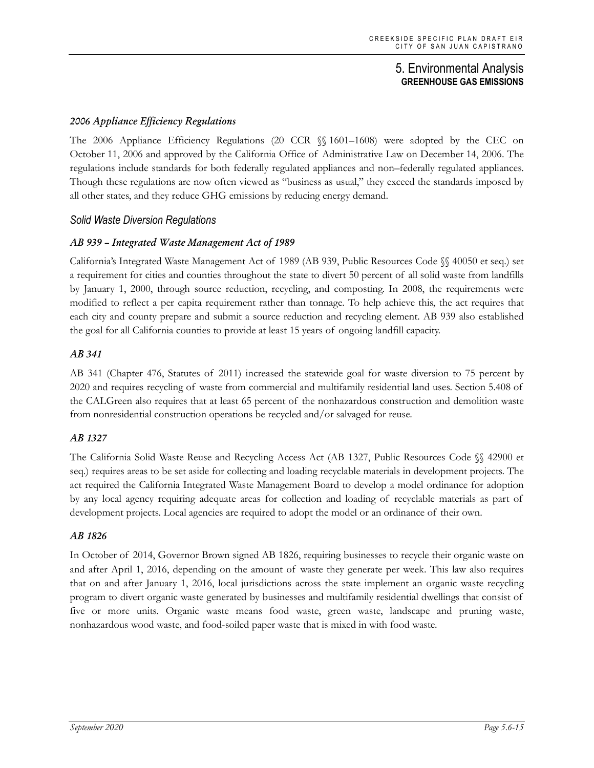### *2006 Appliance Efficiency Regulations*

The 2006 Appliance Efficiency Regulations (20 CCR §§ 1601–1608) were adopted by the CEC on October 11, 2006 and approved by the California Office of Administrative Law on December 14, 2006. The regulations include standards for both federally regulated appliances and non–federally regulated appliances. Though these regulations are now often viewed as "business as usual," they exceed the standards imposed by all other states, and they reduce GHG emissions by reducing energy demand.

## *Solid Waste Diversion Regulations*

### *AB 939 – Integrated Waste Management Act of 1989*

California's Integrated Waste Management Act of 1989 (AB 939, Public Resources Code §§ 40050 et seq.) set a requirement for cities and counties throughout the state to divert 50 percent of all solid waste from landfills by January 1, 2000, through source reduction, recycling, and composting. In 2008, the requirements were modified to reflect a per capita requirement rather than tonnage. To help achieve this, the act requires that each city and county prepare and submit a source reduction and recycling element. AB 939 also established the goal for all California counties to provide at least 15 years of ongoing landfill capacity.

### *AB 341*

AB 341 (Chapter 476, Statutes of 2011) increased the statewide goal for waste diversion to 75 percent by 2020 and requires recycling of waste from commercial and multifamily residential land uses. Section 5.408 of the CALGreen also requires that at least 65 percent of the nonhazardous construction and demolition waste from nonresidential construction operations be recycled and/or salvaged for reuse.

### *AB 1327*

The California Solid Waste Reuse and Recycling Access Act (AB 1327, Public Resources Code §§ 42900 et seq.) requires areas to be set aside for collecting and loading recyclable materials in development projects. The act required the California Integrated Waste Management Board to develop a model ordinance for adoption by any local agency requiring adequate areas for collection and loading of recyclable materials as part of development projects. Local agencies are required to adopt the model or an ordinance of their own.

### *AB 1826*

In October of 2014, Governor Brown signed AB 1826, requiring businesses to recycle their organic waste on and after April 1, 2016, depending on the amount of waste they generate per week. This law also requires that on and after January 1, 2016, local jurisdictions across the state implement an organic waste recycling program to divert organic waste generated by businesses and multifamily residential dwellings that consist of five or more units. Organic waste means food waste, green waste, landscape and pruning waste, nonhazardous wood waste, and food-soiled paper waste that is mixed in with food waste.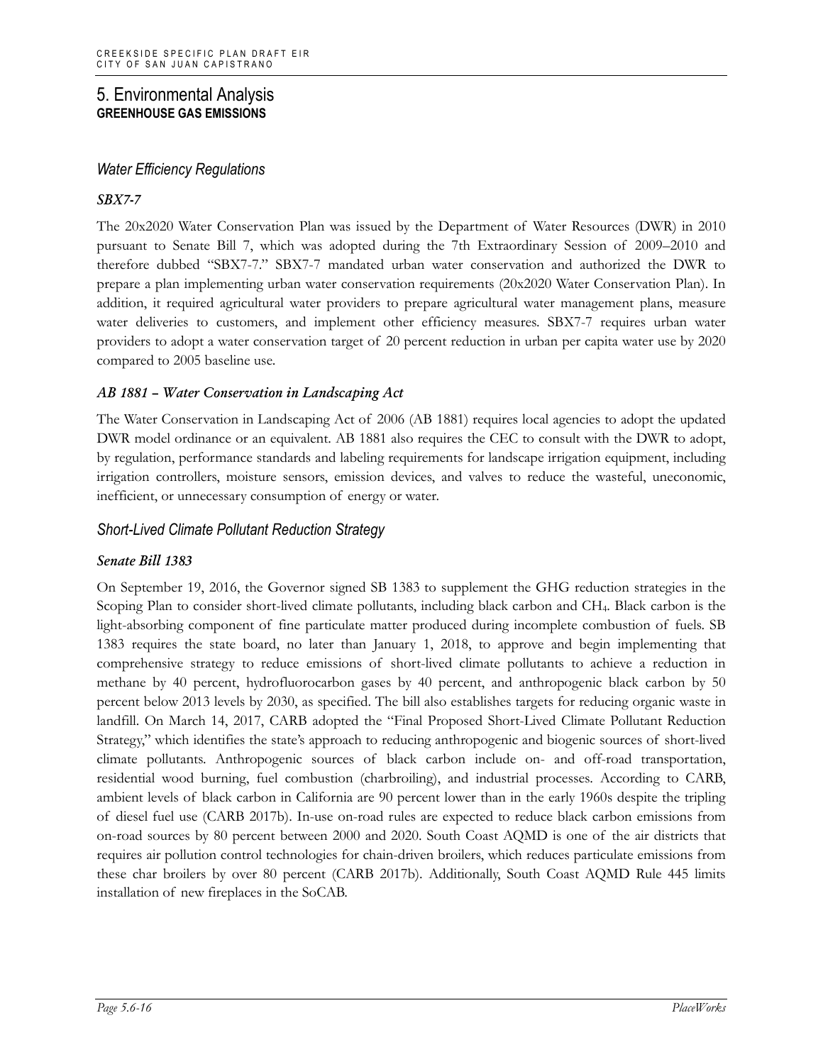## 5. Environmental Analysis
**GREENHOUSE GAS EMISSIONS**

### *Water Efficiency Regulations*

#### *SBX7-7*

The 20x2020 Water Conservation Plan was issued by the Department of Water Resources (DWR) in 2010 pursuant to Senate Bill 7, which was adopted during the 7th Extraordinary Session of 2009–2010 and therefore dubbed "SBX7-7." SBX7-7 mandated urban water conservation and authorized the DWR to prepare a plan implementing urban water conservation requirements (20x2020 Water Conservation Plan). In addition, it required agricultural water providers to prepare agricultural water management plans, measure water deliveries to customers, and implement other efficiency measures. SBX7-7 requires urban water providers to adopt a water conservation target of 20 percent reduction in urban per capita water use by 2020 compared to 2005 baseline use.

#### *AB 1881 – Water Conservation in Landscaping Act*

The Water Conservation in Landscaping Act of 2006 (AB 1881) requires local agencies to adopt the updated DWR model ordinance or an equivalent. AB 1881 also requires the CEC to consult with the DWR to adopt, by regulation, performance standards and labeling requirements for landscape irrigation equipment, including irrigation controllers, moisture sensors, emission devices, and valves to reduce the wasteful, uneconomic, inefficient, or unnecessary consumption of energy or water.

### *Short-Lived Climate Pollutant Reduction Strategy*

#### *Senate Bill 1383*

On September 19, 2016, the Governor signed SB 1383 to supplement the GHG reduction strategies in the Scoping Plan to consider short-lived climate pollutants, including black carbon and $CH_4$. Black carbon is the light-absorbing component of fine particulate matter produced during incomplete combustion of fuels. SB 1383 requires the state board, no later than January 1, 2018, to approve and begin implementing that comprehensive strategy to reduce emissions of short-lived climate pollutants to achieve a reduction in methane by 40 percent, hydrofluorocarbon gases by 40 percent, and anthropogenic black carbon by 50 percent below 2013 levels by 2030, as specified. The bill also establishes targets for reducing organic waste in landfill. On March 14, 2017, CARB adopted the "Final Proposed Short-Lived Climate Pollutant Reduction Strategy," which identifies the state's approach to reducing anthropogenic and biogenic sources of short-lived climate pollutants. Anthropogenic sources of black carbon include on- and off-road transportation, residential wood burning, fuel combustion (charbroiling), and industrial processes. According to CARB, ambient levels of black carbon in California are 90 percent lower than in the early 1960s despite the tripling of diesel fuel use (CARB 2017b). In-use on-road rules are expected to reduce black carbon emissions from on-road sources by 80 percent between 2000 and 2020. South Coast AQMD is one of the air districts that requires air pollution control technologies for chain-driven broilers, which reduces particulate emissions from these char broilers by over 80 percent (CARB 2017b). Additionally, South Coast AQMD Rule 445 limits installation of new fireplaces in the SoCAB.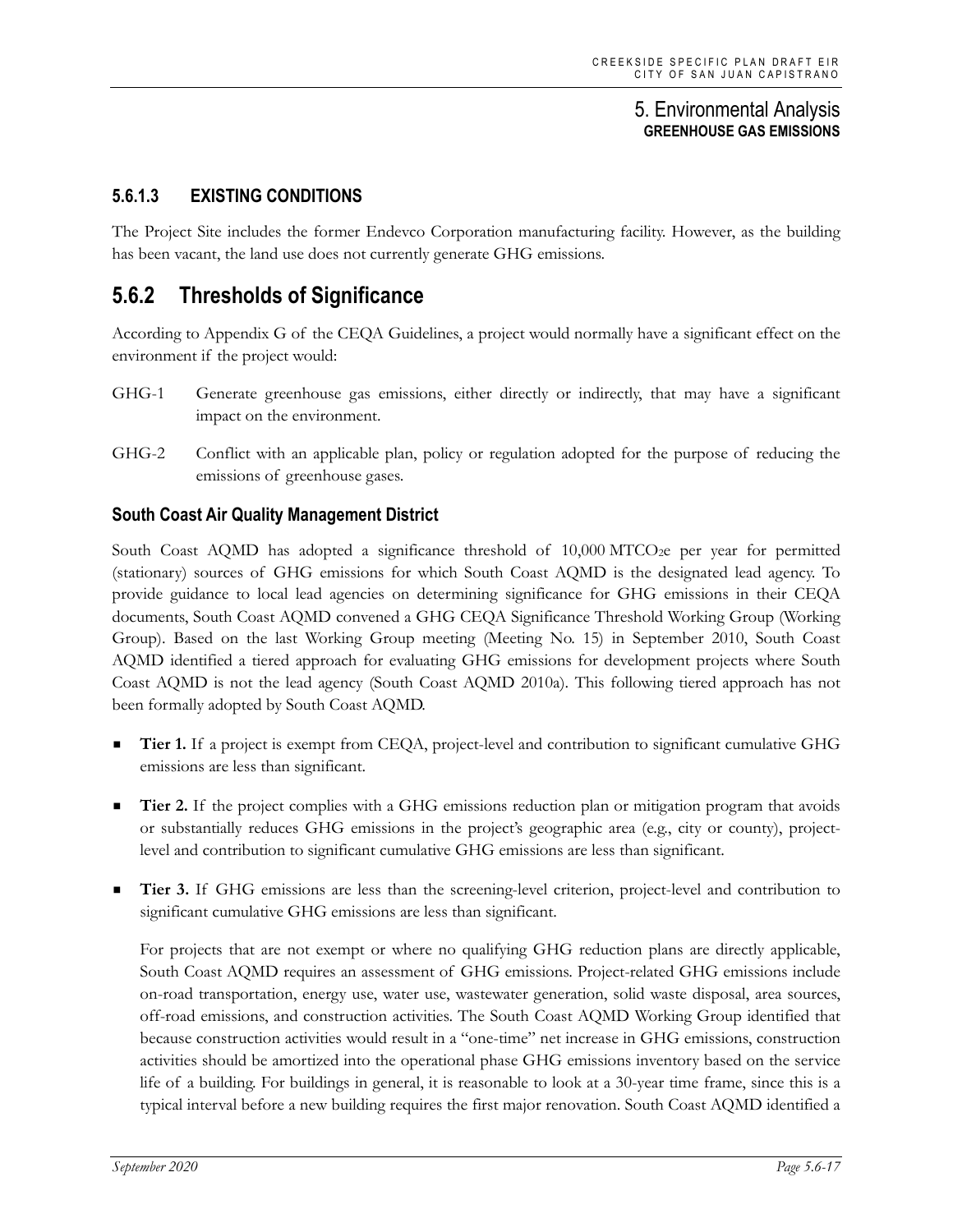### 5.6.1.3 EXISTING CONDITIONS

The Project Site includes the former Endevco Corporation manufacturing facility. However, as the building has been vacant, the land use does not currently generate GHG emissions.

## 5.6.2 Thresholds of Significance

According to Appendix G of the CEQA Guidelines, a project would normally have a significant effect on the environment if the project would:

GHG-1 Generate greenhouse gas emissions, either directly or indirectly, that may have a significant impact on the environment.

GHG-2 Conflict with an applicable plan, policy or regulation adopted for the purpose of reducing the emissions of greenhouse gases.

### South Coast Air Quality Management District

South Coast AQMD has adopted a significance threshold of 10,000 $MTCO_2e$ per year for permitted (stationary) sources of GHG emissions for which South Coast AQMD is the designated lead agency. To provide guidance to local lead agencies on determining significance for GHG emissions in their CEQA documents, South Coast AQMD convened a GHG CEQA Significance Threshold Working Group (Working Group). Based on the last Working Group meeting (Meeting No. 15) in September 2010, South Coast AQMD identified a tiered approach for evaluating GHG emissions for development projects where South Coast AQMD is not the lead agency (South Coast AQMD 2010a). This following tiered approach has not been formally adopted by South Coast AQMD.

- **Tier 1.** If a project is exempt from CEQA, project-level and contribution to significant cumulative GHG emissions are less than significant.
- **Tier 2.** If the project complies with a GHG emissions reduction plan or mitigation program that avoids or substantially reduces GHG emissions in the project's geographic area (e.g., city or county), project-level and contribution to significant cumulative GHG emissions are less than significant.
- **Tier 3.** If GHG emissions are less than the screening-level criterion, project-level and contribution to significant cumulative GHG emissions are less than significant.

  For projects that are not exempt or where no qualifying GHG reduction plans are directly applicable, South Coast AQMD requires an assessment of GHG emissions. Project-related GHG emissions include on-road transportation, energy use, water use, wastewater generation, solid waste disposal, area sources, off-road emissions, and construction activities. The South Coast AQMD Working Group identified that because construction activities would result in a "one-time" net increase in GHG emissions, construction activities should be amortized into the operational phase GHG emissions inventory based on the service life of a building. For buildings in general, it is reasonable to look at a 30-year time frame, since this is a typical interval before a new building requires the first major renovation. South Coast AQMD identified a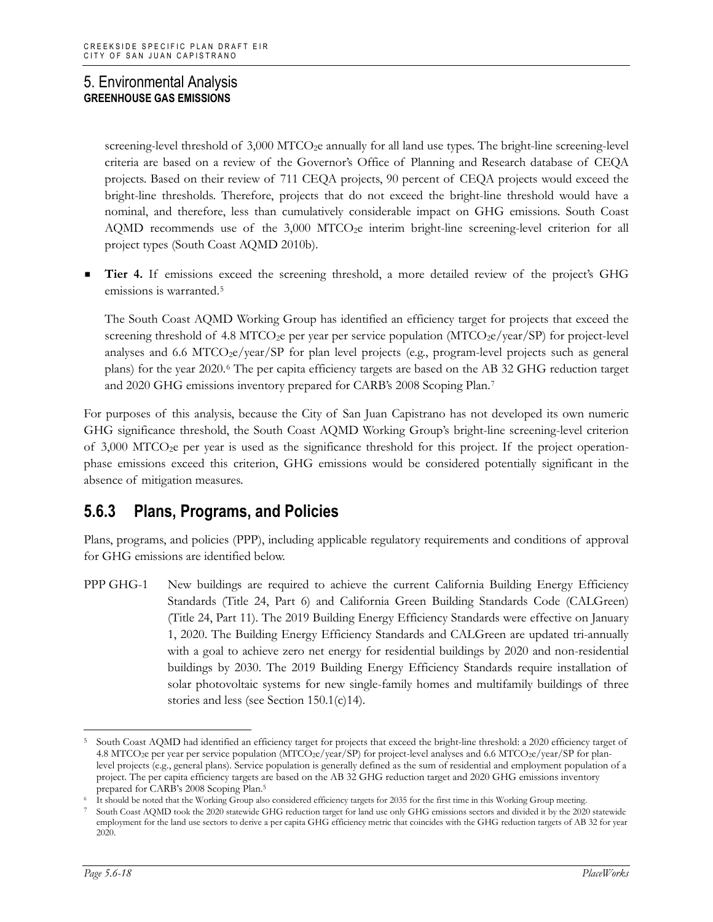screening-level threshold of 3,000 $MTCO_2e$ annually for all land use types. The bright-line screening-level criteria are based on a review of the Governor's Office of Planning and Research database of CEQA projects. Based on their review of 711 CEQA projects, 90 percent of CEQA projects would exceed the bright-line thresholds. Therefore, projects that do not exceed the bright-line threshold would have a nominal, and therefore, less than cumulatively considerable impact on GHG emissions. South Coast AQMD recommends use of the 3,000 $MTCO_2e$ interim bright-line screening-level criterion for all project types (South Coast AQMD 2010b).

- **Tier 4.** If emissions exceed the screening threshold, a more detailed review of the project's GHG emissions is warranted.[5]

  The South Coast AQMD Working Group has identified an efficiency target for projects that exceed the screening threshold of 4.8 $MTCO_2e$ per year per service population ($MTCO_2e$/year/SP) for project-level analyses and 6.6 $MTCO_2e$/year/SP for plan level projects (e.g., program-level projects such as general plans) for the year 2020.[6] The per capita efficiency targets are based on the AB 32 GHG reduction target and 2020 GHG emissions inventory prepared for CARB's 2008 Scoping Plan.[7]

For purposes of this analysis, because the City of San Juan Capistrano has not developed its own numeric GHG significance threshold, the South Coast AQMD Working Group's bright-line screening-level criterion of 3,000 $MTCO_2e$ per year is used as the significance threshold for this project. If the project operation-phase emissions exceed this criterion, GHG emissions would be considered potentially significant in the absence of mitigation measures.

## 5.6.3 Plans, Programs, and Policies

Plans, programs, and policies (PPP), including applicable regulatory requirements and conditions of approval for GHG emissions are identified below.

PPP GHG-1 New buildings are required to achieve the current California Building Energy Efficiency Standards (Title 24, Part 6) and California Green Building Standards Code (CALGreen) (Title 24, Part 11). The 2019 Building Energy Efficiency Standards were effective on January 1, 2020. The Building Energy Efficiency Standards and CALGreen are updated tri-annually with a goal to achieve zero net energy for residential buildings by 2020 and non-residential buildings by 2030. The 2019 Building Energy Efficiency Standards require installation of solar photovoltaic systems for new single-family homes and multifamily buildings of three stories and less (see Section 150.1(c)14).

---

[5] South Coast AQMD had identified an efficiency target for projects that exceed the bright-line threshold: a 2020 efficiency target of 4.8 $MTCO_2e$ per year per service population ($MTCO_2e$/year/SP) for project-level analyses and 6.6 $MTCO_2e$/year/SP for plan-level projects (e.g., general plans). Service population is generally defined as the sum of residential and employment population of a project. The per capita efficiency targets are based on the AB 32 GHG reduction target and 2020 GHG emissions inventory prepared for CARB's 2008 Scoping Plan.[5]

[6] It should be noted that the Working Group also considered efficiency targets for 2035 for the first time in this Working Group meeting.

[7] South Coast AQMD took the 2020 statewide GHG reduction target for land use only GHG emissions sectors and divided it by the 2020 statewide employment for the land use sectors to derive a per capita GHG efficiency metric that coincides with the GHG reduction targets of AB 32 for year 2020.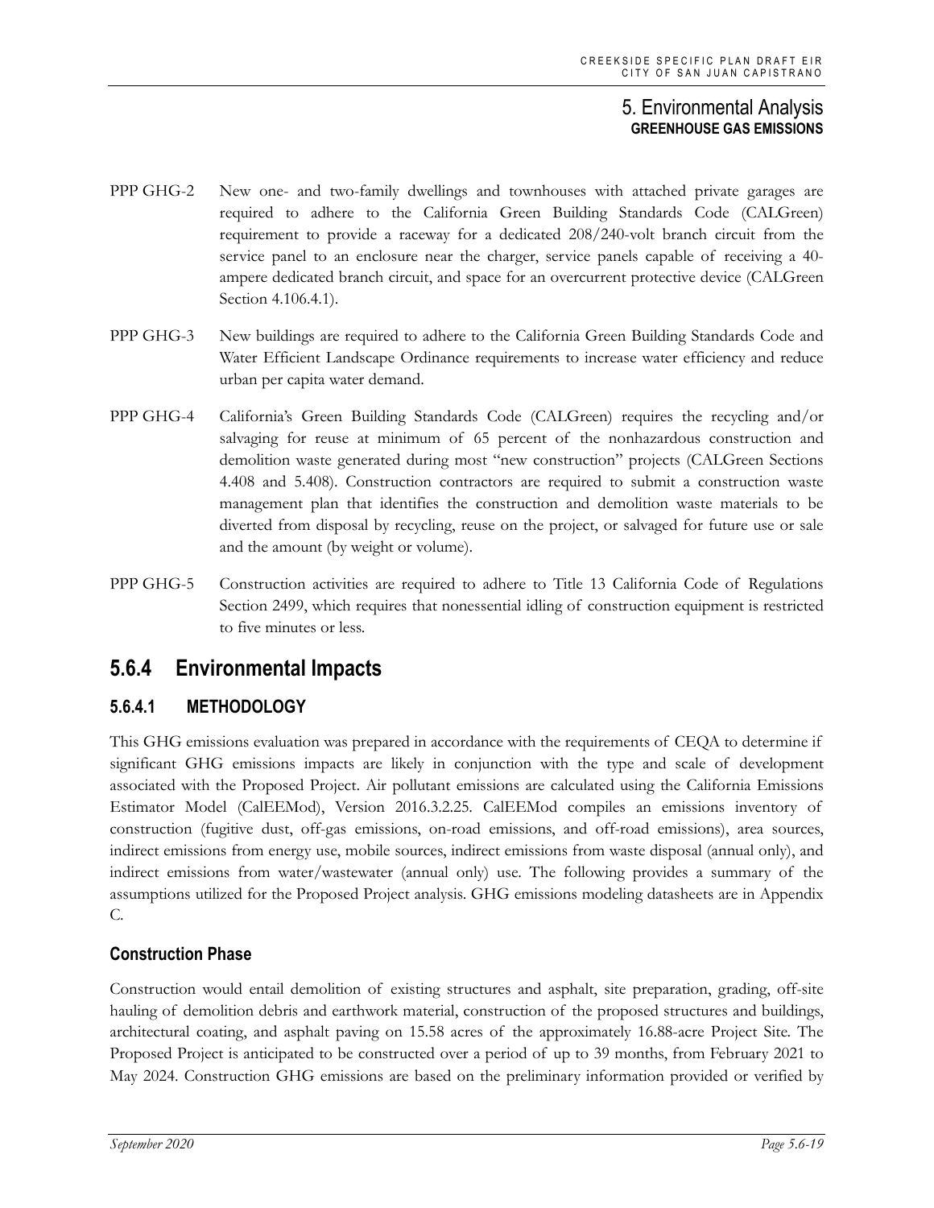PPP GHG-2 New one- and two-family dwellings and townhouses with attached private garages are required to adhere to the California Green Building Standards Code (CALGreen) requirement to provide a raceway for a dedicated 208/240-volt branch circuit from the service panel to an enclosure near the charger, service panels capable of receiving a 40-ampere dedicated branch circuit, and space for an overcurrent protective device (CALGreen Section 4.106.4.1).

PPP GHG-3 New buildings are required to adhere to the California Green Building Standards Code and Water Efficient Landscape Ordinance requirements to increase water efficiency and reduce urban per capita water demand.

PPP GHG-4 California's Green Building Standards Code (CALGreen) requires the recycling and/or salvaging for reuse at minimum of 65 percent of the nonhazardous construction and demolition waste generated during most "new construction" projects (CALGreen Sections 4.408 and 5.408). Construction contractors are required to submit a construction waste management plan that identifies the construction and demolition waste materials to be diverted from disposal by recycling, reuse on the project, or salvaged for future use or sale and the amount (by weight or volume).

PPP GHG-5 Construction activities are required to adhere to Title 13 California Code of Regulations Section 2499, which requires that nonessential idling of construction equipment is restricted to five minutes or less.

## 5.6.4 Environmental Impacts

### 5.6.4.1 METHODOLOGY

This GHG emissions evaluation was prepared in accordance with the requirements of CEQA to determine if significant GHG emissions impacts are likely in conjunction with the type and scale of development associated with the Proposed Project. Air pollutant emissions are calculated using the California Emissions Estimator Model (CalEEMod), Version 2016.3.2.25. CalEEMod compiles an emissions inventory of construction (fugitive dust, off-gas emissions, on-road emissions, and off-road emissions), area sources, indirect emissions from energy use, mobile sources, indirect emissions from waste disposal (annual only), and indirect emissions from water/wastewater (annual only) use. The following provides a summary of the assumptions utilized for the Proposed Project analysis. GHG emissions modeling datasheets are in Appendix C.

#### Construction Phase

Construction would entail demolition of existing structures and asphalt, site preparation, grading, off-site hauling of demolition debris and earthwork material, construction of the proposed structures and buildings, architectural coating, and asphalt paving on 15.58 acres of the approximately 16.88-acre Project Site. The Proposed Project is anticipated to be constructed over a period of up to 39 months, from February 2021 to May 2024. Construction GHG emissions are based on the preliminary information provided or verified by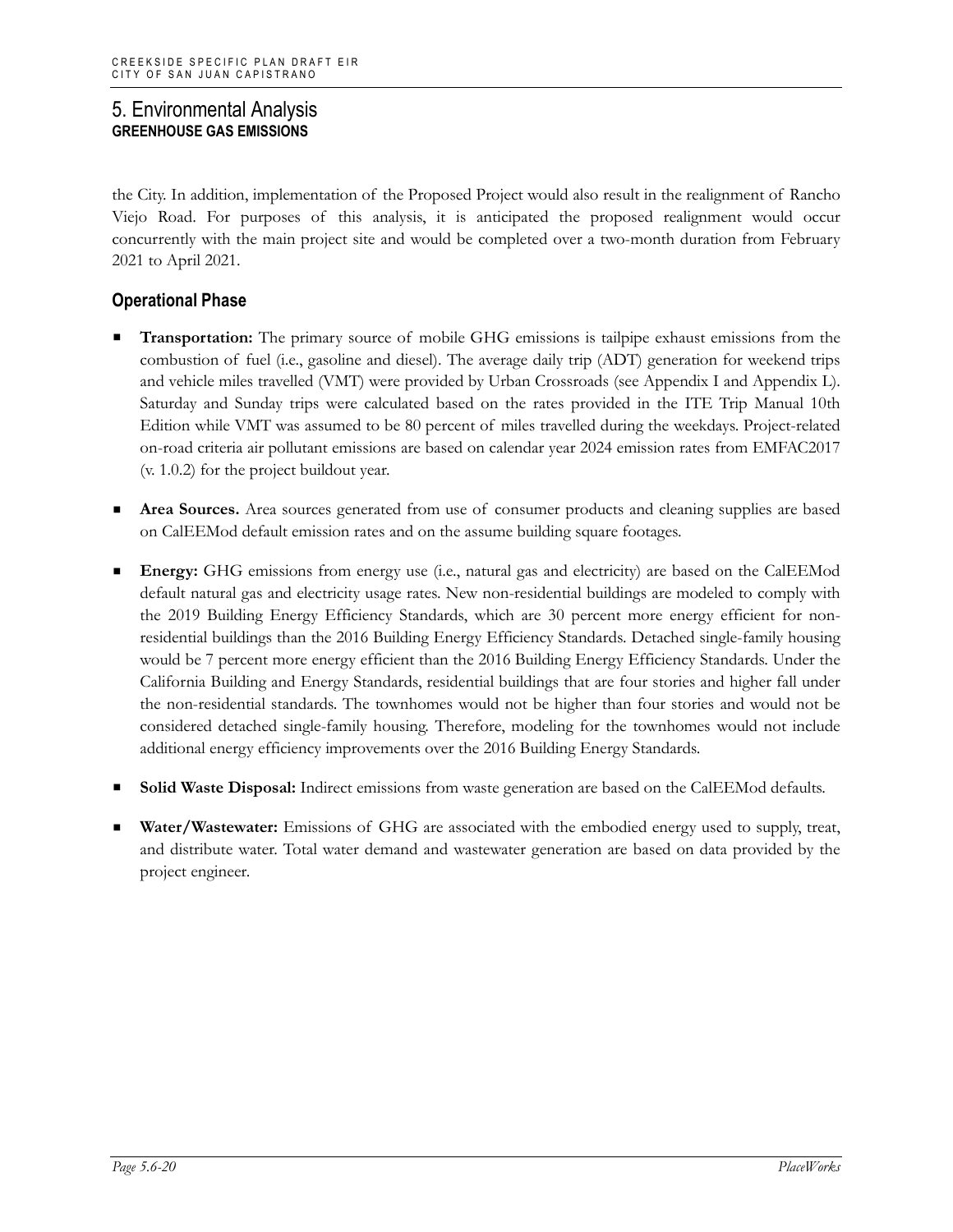the City. In addition, implementation of the Proposed Project would also result in the realignment of Rancho Viejo Road. For purposes of this analysis, it is anticipated the proposed realignment would occur concurrently with the main project site and would be completed over a two-month duration from February 2021 to April 2021.

### Operational Phase

- **Transportation:** The primary source of mobile GHG emissions is tailpipe exhaust emissions from the combustion of fuel (i.e., gasoline and diesel). The average daily trip (ADT) generation for weekend trips and vehicle miles travelled (VMT) were provided by Urban Crossroads (see Appendix I and Appendix L). Saturday and Sunday trips were calculated based on the rates provided in the ITE Trip Manual 10th Edition while VMT was assumed to be 80 percent of miles travelled during the weekdays. Project-related on-road criteria air pollutant emissions are based on calendar year 2024 emission rates from EMFAC2017 (v. 1.0.2) for the project buildout year.

- **Area Sources.** Area sources generated from use of consumer products and cleaning supplies are based on CalEEMod default emission rates and on the assume building square footages.

- **Energy:** GHG emissions from energy use (i.e., natural gas and electricity) are based on the CalEEMod default natural gas and electricity usage rates. New non-residential buildings are modeled to comply with the 2019 Building Energy Efficiency Standards, which are 30 percent more energy efficient for non-residential buildings than the 2016 Building Energy Efficiency Standards. Detached single-family housing would be 7 percent more energy efficient than the 2016 Building Energy Efficiency Standards. Under the California Building and Energy Standards, residential buildings that are four stories and higher fall under the non-residential standards. The townhomes would not be higher than four stories and would not be considered detached single-family housing. Therefore, modeling for the townhomes would not include additional energy efficiency improvements over the 2016 Building Energy Standards.

- **Solid Waste Disposal:** Indirect emissions from waste generation are based on the CalEEMod defaults.

- **Water/Wastewater:** Emissions of GHG are associated with the embodied energy used to supply, treat, and distribute water. Total water demand and wastewater generation are based on data provided by the project engineer.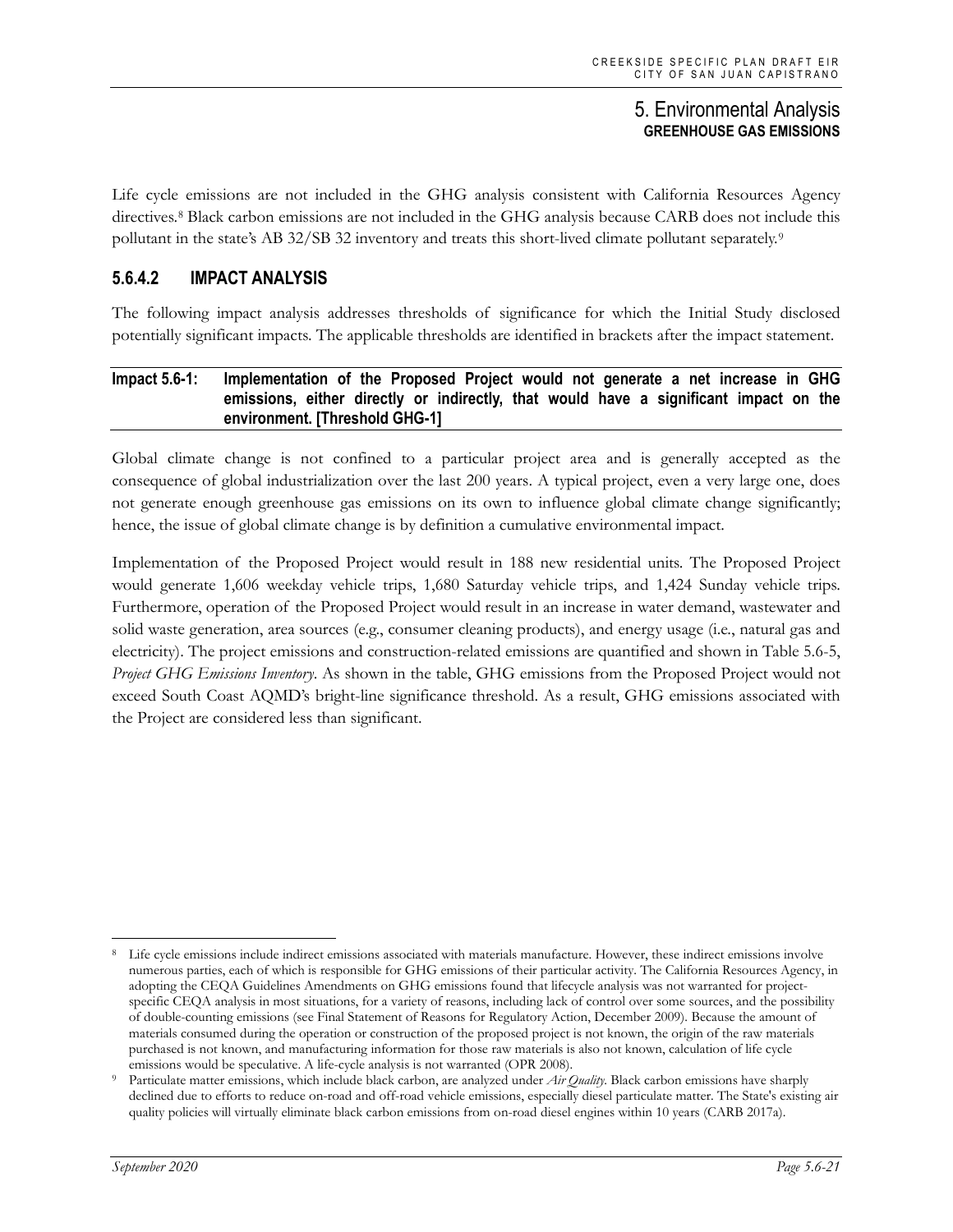Life cycle emissions are not included in the GHG analysis consistent with California Resources Agency directives.[8] Black carbon emissions are not included in the GHG analysis because CARB does not include this pollutant in the state's AB 32/SB 32 inventory and treats this short-lived climate pollutant separately.[9]

### 5.6.4.2 IMPACT ANALYSIS

The following impact analysis addresses thresholds of significance for which the Initial Study disclosed potentially significant impacts. The applicable thresholds are identified in brackets after the impact statement.

**Impact 5.6-1: Implementation of the Proposed Project would not generate a net increase in GHG emissions, either directly or indirectly, that would have a significant impact on the environment. [Threshold GHG-1]**

Global climate change is not confined to a particular project area and is generally accepted as the consequence of global industrialization over the last 200 years. A typical project, even a very large one, does not generate enough greenhouse gas emissions on its own to influence global climate change significantly; hence, the issue of global climate change is by definition a cumulative environmental impact.

Implementation of the Proposed Project would result in 188 new residential units. The Proposed Project would generate 1,606 weekday vehicle trips, 1,680 Saturday vehicle trips, and 1,424 Sunday vehicle trips. Furthermore, operation of the Proposed Project would result in an increase in water demand, wastewater and solid waste generation, area sources (e.g., consumer cleaning products), and energy usage (i.e., natural gas and electricity). The project emissions and construction-related emissions are quantified and shown in Table 5.6-5, *Project GHG Emissions Inventory*. As shown in the table, GHG emissions from the Proposed Project would not exceed South Coast AQMD's bright-line significance threshold. As a result, GHG emissions associated with the Project are considered less than significant.

---

[8] Life cycle emissions include indirect emissions associated with materials manufacture. However, these indirect emissions involve numerous parties, each of which is responsible for GHG emissions of their particular activity. The California Resources Agency, in adopting the CEQA Guidelines Amendments on GHG emissions found that lifecycle analysis was not warranted for project-specific CEQA analysis in most situations, for a variety of reasons, including lack of control over some sources, and the possibility of double-counting emissions (see Final Statement of Reasons for Regulatory Action, December 2009). Because the amount of materials consumed during the operation or construction of the proposed project is not known, the origin of the raw materials purchased is not known, and manufacturing information for those raw materials is also not known, calculation of life cycle emissions would be speculative. A life-cycle analysis is not warranted (OPR 2008).

[9] Particulate matter emissions, which include black carbon, are analyzed under *Air Quality*. Black carbon emissions have sharply declined due to efforts to reduce on-road and off-road vehicle emissions, especially diesel particulate matter. The State's existing air quality policies will virtually eliminate black carbon emissions from on-road diesel engines within 10 years (CARB 2017a).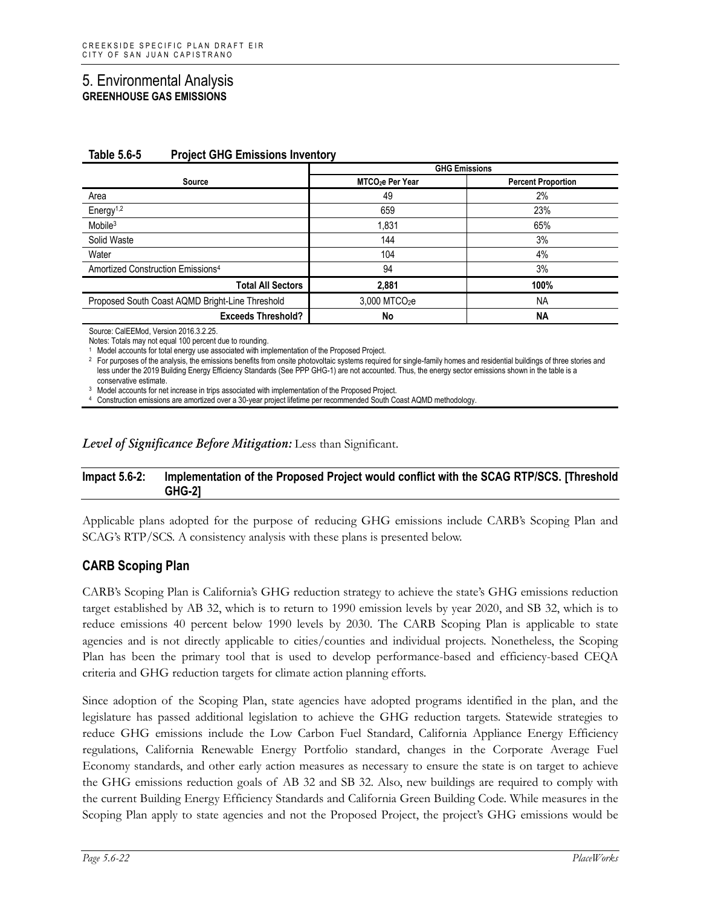## 5. Environmental Analysis
**GREENHOUSE GAS EMISSIONS**

**Table 5.6-5 Project GHG Emissions Inventory**

| Source | GHG Emissions | |
|---|---|---|
| | $MTCO_2e$ Per Year | Percent Proportion |
| Area | 49 | 2% |
| Energy[1,2] | 659 | 23% |
| Mobile[3] | 1,831 | 65% |
| Solid Waste | 144 | 3% |
| Water | 104 | 4% |
| Amortized Construction Emissions[4] | 94 | 3% |
| **Total All Sectors** | **2,881** | **100%** |
| Proposed South Coast AQMD Bright-Line Threshold | 3,000 $MTCO_2e$ | NA |
| **Exceeds Threshold?** | **No** | **NA** |

Source: CalEEMod, Version 2016.3.2.25.
Notes: Totals may not equal 100 percent due to rounding.
[1] Model accounts for total energy use associated with implementation of the Proposed Project.
[2] For purposes of the analysis, the emissions benefits from onsite photovoltaic systems required for single-family homes and residential buildings of three stories and less under the 2019 Building Energy Efficiency Standards (See PPP GHG-1) are not accounted. Thus, the energy sector emissions shown in the table is a conservative estimate.
[3] Model accounts for net increase in trips associated with implementation of the Proposed Project.
[4] Construction emissions are amortized over a 30-year project lifetime per recommended South Coast AQMD methodology.

***Level of Significance Before Mitigation:*** Less than Significant.

**Impact 5.6-2: Implementation of the Proposed Project would conflict with the SCAG RTP/SCS. [Threshold GHG-2]**

Applicable plans adopted for the purpose of reducing GHG emissions include CARB's Scoping Plan and SCAG's RTP/SCS. A consistency analysis with these plans is presented below.

### CARB Scoping Plan

CARB's Scoping Plan is California's GHG reduction strategy to achieve the state's GHG emissions reduction target established by AB 32, which is to return to 1990 emission levels by year 2020, and SB 32, which is to reduce emissions 40 percent below 1990 levels by 2030. The CARB Scoping Plan is applicable to state agencies and is not directly applicable to cities/counties and individual projects. Nonetheless, the Scoping Plan has been the primary tool that is used to develop performance-based and efficiency-based CEQA criteria and GHG reduction targets for climate action planning efforts.

Since adoption of the Scoping Plan, state agencies have adopted programs identified in the plan, and the legislature has passed additional legislation to achieve the GHG reduction targets. Statewide strategies to reduce GHG emissions include the Low Carbon Fuel Standard, California Appliance Energy Efficiency regulations, California Renewable Energy Portfolio standard, changes in the Corporate Average Fuel Economy standards, and other early action measures as necessary to ensure the state is on target to achieve the GHG emissions reduction goals of AB 32 and SB 32. Also, new buildings are required to comply with the current Building Energy Efficiency Standards and California Green Building Code. While measures in the Scoping Plan apply to state agencies and not the Proposed Project, the project's GHG emissions would be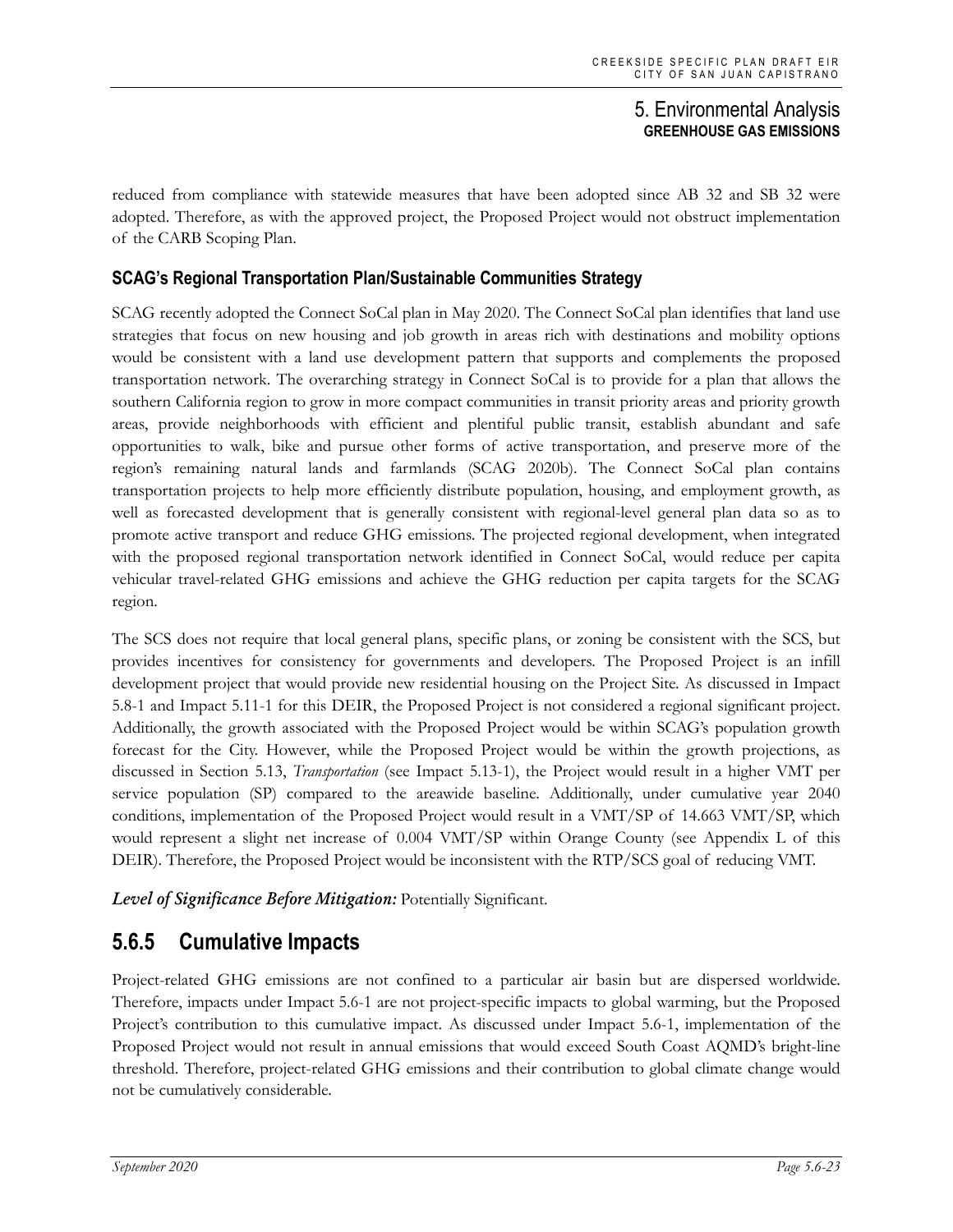reduced from compliance with statewide measures that have been adopted since AB 32 and SB 32 were adopted. Therefore, as with the approved project, the Proposed Project would not obstruct implementation of the CARB Scoping Plan.

### SCAG's Regional Transportation Plan/Sustainable Communities Strategy

SCAG recently adopted the Connect SoCal plan in May 2020. The Connect SoCal plan identifies that land use strategies that focus on new housing and job growth in areas rich with destinations and mobility options would be consistent with a land use development pattern that supports and complements the proposed transportation network. The overarching strategy in Connect SoCal is to provide for a plan that allows the southern California region to grow in more compact communities in transit priority areas and priority growth areas, provide neighborhoods with efficient and plentiful public transit, establish abundant and safe opportunities to walk, bike and pursue other forms of active transportation, and preserve more of the region's remaining natural lands and farmlands (SCAG 2020b). The Connect SoCal plan contains transportation projects to help more efficiently distribute population, housing, and employment growth, as well as forecasted development that is generally consistent with regional-level general plan data so as to promote active transport and reduce GHG emissions. The projected regional development, when integrated with the proposed regional transportation network identified in Connect SoCal, would reduce per capita vehicular travel-related GHG emissions and achieve the GHG reduction per capita targets for the SCAG region.

The SCS does not require that local general plans, specific plans, or zoning be consistent with the SCS, but provides incentives for consistency for governments and developers. The Proposed Project is an infill development project that would provide new residential housing on the Project Site. As discussed in Impact 5.8-1 and Impact 5.11-1 for this DEIR, the Proposed Project is not considered a regional significant project. Additionally, the growth associated with the Proposed Project would be within SCAG's population growth forecast for the City. However, while the Proposed Project would be within the growth projections, as discussed in Section 5.13, *Transportation* (see Impact 5.13-1), the Project would result in a higher VMT per service population (SP) compared to the areawide baseline. Additionally, under cumulative year 2040 conditions, implementation of the Proposed Project would result in a VMT/SP of 14.663 VMT/SP, which would represent a slight net increase of 0.004 VMT/SP within Orange County (see Appendix L of this DEIR). Therefore, the Proposed Project would be inconsistent with the RTP/SCS goal of reducing VMT.

***Level of Significance Before Mitigation:*** Potentially Significant.

## 5.6.5 Cumulative Impacts

Project-related GHG emissions are not confined to a particular air basin but are dispersed worldwide. Therefore, impacts under Impact 5.6-1 are not project-specific impacts to global warming, but the Proposed Project's contribution to this cumulative impact. As discussed under Impact 5.6-1, implementation of the Proposed Project would not result in annual emissions that would exceed South Coast AQMD's bright-line threshold. Therefore, project-related GHG emissions and their contribution to global climate change would not be cumulatively considerable.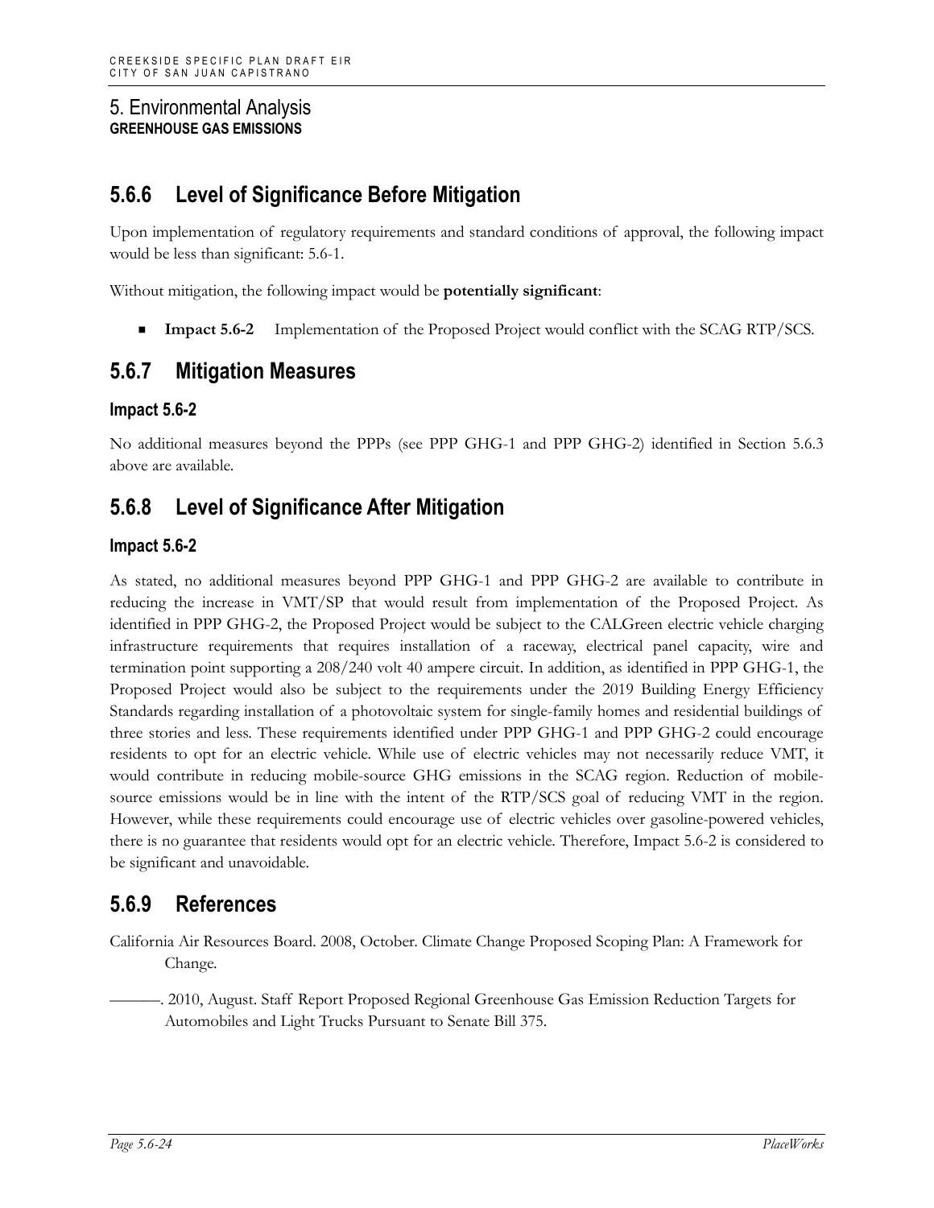# 5. Environmental Analysis
**GREENHOUSE GAS EMISSIONS**

## 5.6.6 Level of Significance Before Mitigation

Upon implementation of regulatory requirements and standard conditions of approval, the following impact would be less than significant: 5.6-1.

Without mitigation, the following impact would be **potentially significant**:

- **Impact 5.6-2** Implementation of the Proposed Project would conflict with the SCAG RTP/SCS.

## 5.6.7 Mitigation Measures

### Impact 5.6-2

No additional measures beyond the PPPs (see PPP GHG-1 and PPP GHG-2) identified in Section 5.6.3 above are available.

## 5.6.8 Level of Significance After Mitigation

### Impact 5.6-2

As stated, no additional measures beyond PPP GHG-1 and PPP GHG-2 are available to contribute in reducing the increase in VMT/SP that would result from implementation of the Proposed Project. As identified in PPP GHG-2, the Proposed Project would be subject to the CALGreen electric vehicle charging infrastructure requirements that requires installation of a raceway, electrical panel capacity, wire and termination point supporting a 208/240 volt 40 ampere circuit. In addition, as identified in PPP GHG-1, the Proposed Project would also be subject to the requirements under the 2019 Building Energy Efficiency Standards regarding installation of a photovoltaic system for single-family homes and residential buildings of three stories and less. These requirements identified under PPP GHG-1 and PPP GHG-2 could encourage residents to opt for an electric vehicle. While use of electric vehicles may not necessarily reduce VMT, it would contribute in reducing mobile-source GHG emissions in the SCAG region. Reduction of mobile-source emissions would be in line with the intent of the RTP/SCS goal of reducing VMT in the region. However, while these requirements could encourage use of electric vehicles over gasoline-powered vehicles, there is no guarantee that residents would opt for an electric vehicle. Therefore, Impact 5.6-2 is considered to be significant and unavoidable.

## 5.6.9 References

California Air Resources Board. 2008, October. Climate Change Proposed Scoping Plan: A Framework for Change.

———. 2010, August. Staff Report Proposed Regional Greenhouse Gas Emission Reduction Targets for Automobiles and Light Trucks Pursuant to Senate Bill 375.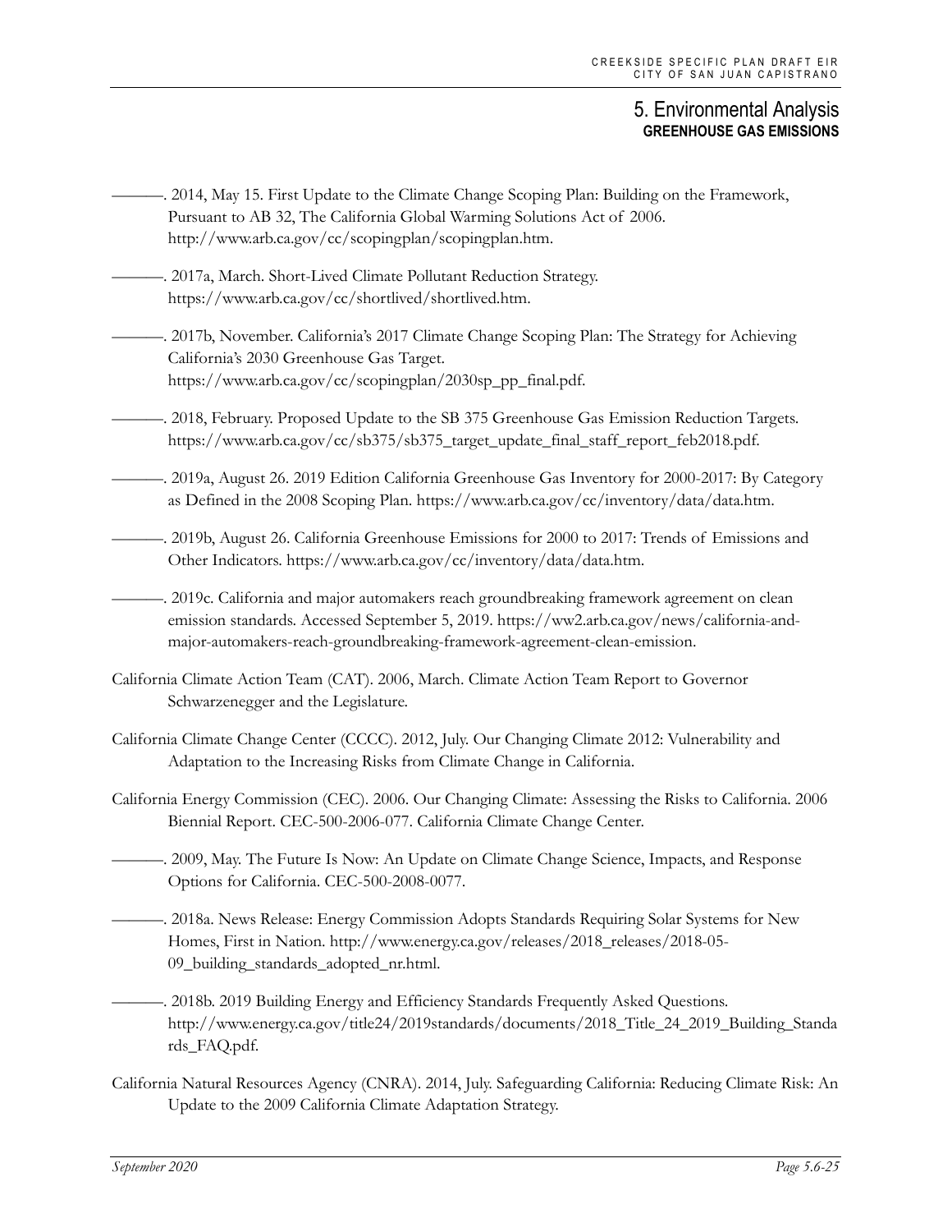———. 2014, May 15. First Update to the Climate Change Scoping Plan: Building on the Framework, Pursuant to AB 32, The California Global Warming Solutions Act of 2006. http://www.arb.ca.gov/cc/scopingplan/scopingplan.htm.

———. 2017a, March. Short-Lived Climate Pollutant Reduction Strategy. https://www.arb.ca.gov/cc/shortlived/shortlived.htm.

———. 2017b, November. California's 2017 Climate Change Scoping Plan: The Strategy for Achieving California's 2030 Greenhouse Gas Target. https://www.arb.ca.gov/cc/scopingplan/2030sp_pp_final.pdf.

———. 2018, February. Proposed Update to the SB 375 Greenhouse Gas Emission Reduction Targets. https://www.arb.ca.gov/cc/sb375/sb375_target_update_final_staff_report_feb2018.pdf.

———. 2019a, August 26. 2019 Edition California Greenhouse Gas Inventory for 2000-2017: By Category as Defined in the 2008 Scoping Plan. https://www.arb.ca.gov/cc/inventory/data/data.htm.

———. 2019b, August 26. California Greenhouse Emissions for 2000 to 2017: Trends of Emissions and Other Indicators. https://www.arb.ca.gov/cc/inventory/data/data.htm.

———. 2019c. California and major automakers reach groundbreaking framework agreement on clean emission standards. Accessed September 5, 2019. https://ww2.arb.ca.gov/news/california-and-major-automakers-reach-groundbreaking-framework-agreement-clean-emission.

California Climate Action Team (CAT). 2006, March. Climate Action Team Report to Governor Schwarzenegger and the Legislature.

California Climate Change Center (CCCC). 2012, July. Our Changing Climate 2012: Vulnerability and Adaptation to the Increasing Risks from Climate Change in California.

California Energy Commission (CEC). 2006. Our Changing Climate: Assessing the Risks to California. 2006 Biennial Report. CEC-500-2006-077. California Climate Change Center.

———. 2009, May. The Future Is Now: An Update on Climate Change Science, Impacts, and Response Options for California. CEC-500-2008-0077.

———. 2018a. News Release: Energy Commission Adopts Standards Requiring Solar Systems for New Homes, First in Nation. http://www.energy.ca.gov/releases/2018_releases/2018-05-09_building_standards_adopted_nr.html.

———. 2018b. 2019 Building Energy and Efficiency Standards Frequently Asked Questions. http://www.energy.ca.gov/title24/2019standards/documents/2018_Title_24_2019_Building_Standards_FAQ.pdf.

California Natural Resources Agency (CNRA). 2014, July. Safeguarding California: Reducing Climate Risk: An Update to the 2009 California Climate Adaptation Strategy.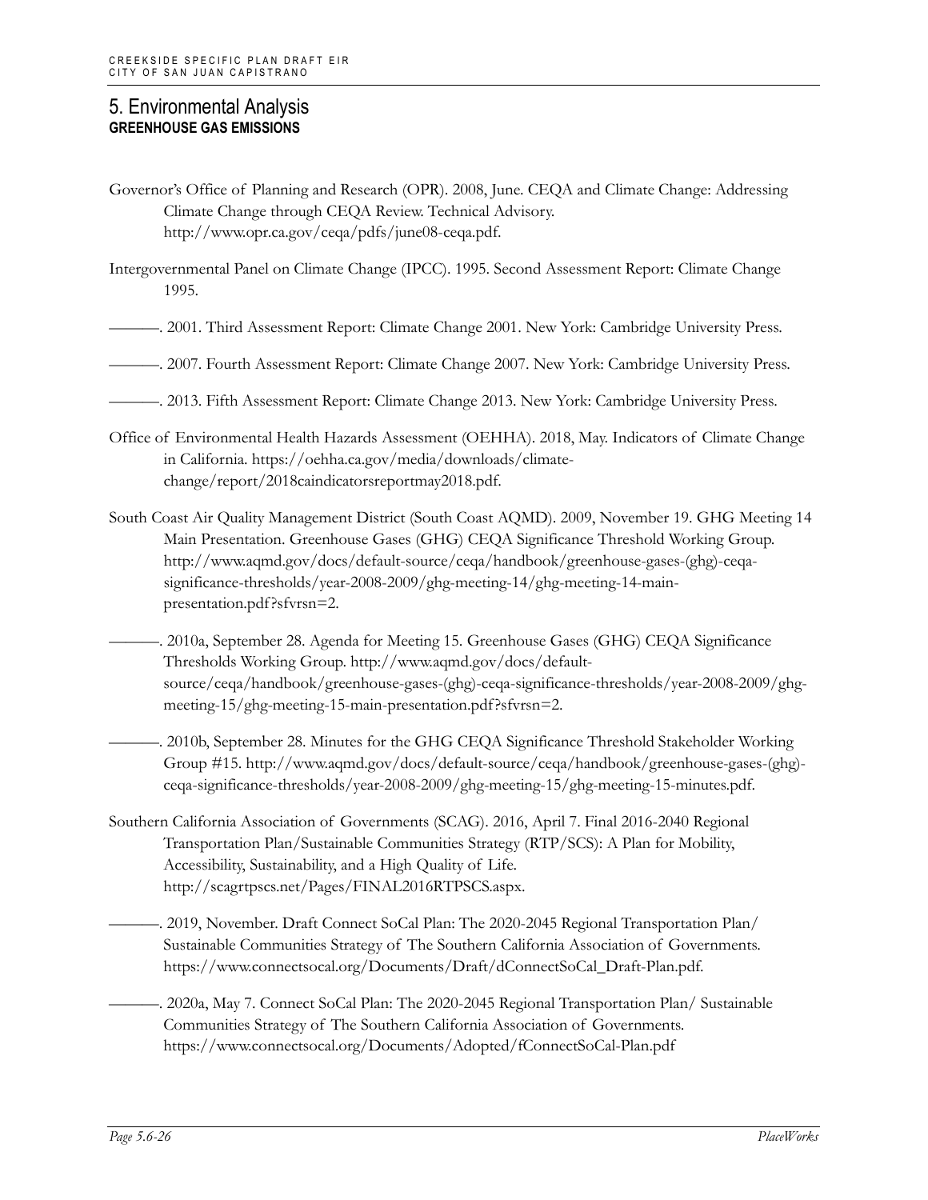Governor's Office of Planning and Research (OPR). 2008, June. CEQA and Climate Change: Addressing Climate Change through CEQA Review. Technical Advisory. http://www.opr.ca.gov/ceqa/pdfs/june08-ceqa.pdf.

Intergovernmental Panel on Climate Change (IPCC). 1995. Second Assessment Report: Climate Change 1995.

———. 2001. Third Assessment Report: Climate Change 2001. New York: Cambridge University Press.

———. 2007. Fourth Assessment Report: Climate Change 2007. New York: Cambridge University Press.

———. 2013. Fifth Assessment Report: Climate Change 2013. New York: Cambridge University Press.

Office of Environmental Health Hazards Assessment (OEHHA). 2018, May. Indicators of Climate Change in California. https://oehha.ca.gov/media/downloads/climate-change/report/2018caindicatorsreportmay2018.pdf.

South Coast Air Quality Management District (South Coast AQMD). 2009, November 19. GHG Meeting 14 Main Presentation. Greenhouse Gases (GHG) CEQA Significance Threshold Working Group. http://www.aqmd.gov/docs/default-source/ceqa/handbook/greenhouse-gases-(ghg)-ceqa-significance-thresholds/year-2008-2009/ghg-meeting-14/ghg-meeting-14-main-presentation.pdf?sfvrsn=2.

———. 2010a, September 28. Agenda for Meeting 15. Greenhouse Gases (GHG) CEQA Significance Thresholds Working Group. http://www.aqmd.gov/docs/default-source/ceqa/handbook/greenhouse-gases-(ghg)-ceqa-significance-thresholds/year-2008-2009/ghg-meeting-15/ghg-meeting-15-main-presentation.pdf?sfvrsn=2.

———. 2010b, September 28. Minutes for the GHG CEQA Significance Threshold Stakeholder Working Group #15. http://www.aqmd.gov/docs/default-source/ceqa/handbook/greenhouse-gases-(ghg)-ceqa-significance-thresholds/year-2008-2009/ghg-meeting-15/ghg-meeting-15-minutes.pdf.

Southern California Association of Governments (SCAG). 2016, April 7. Final 2016-2040 Regional Transportation Plan/Sustainable Communities Strategy (RTP/SCS): A Plan for Mobility, Accessibility, Sustainability, and a High Quality of Life. http://scagrtpscs.net/Pages/FINAL2016RTPSCS.aspx.

———. 2019, November. Draft Connect SoCal Plan: The 2020-2045 Regional Transportation Plan/ Sustainable Communities Strategy of The Southern California Association of Governments. https://www.connectsocal.org/Documents/Draft/dConnectSoCal_Draft-Plan.pdf.

———. 2020a, May 7. Connect SoCal Plan: The 2020-2045 Regional Transportation Plan/ Sustainable Communities Strategy of The Southern California Association of Governments. https://www.connectsocal.org/Documents/Adopted/fConnectSoCal-Plan.pdf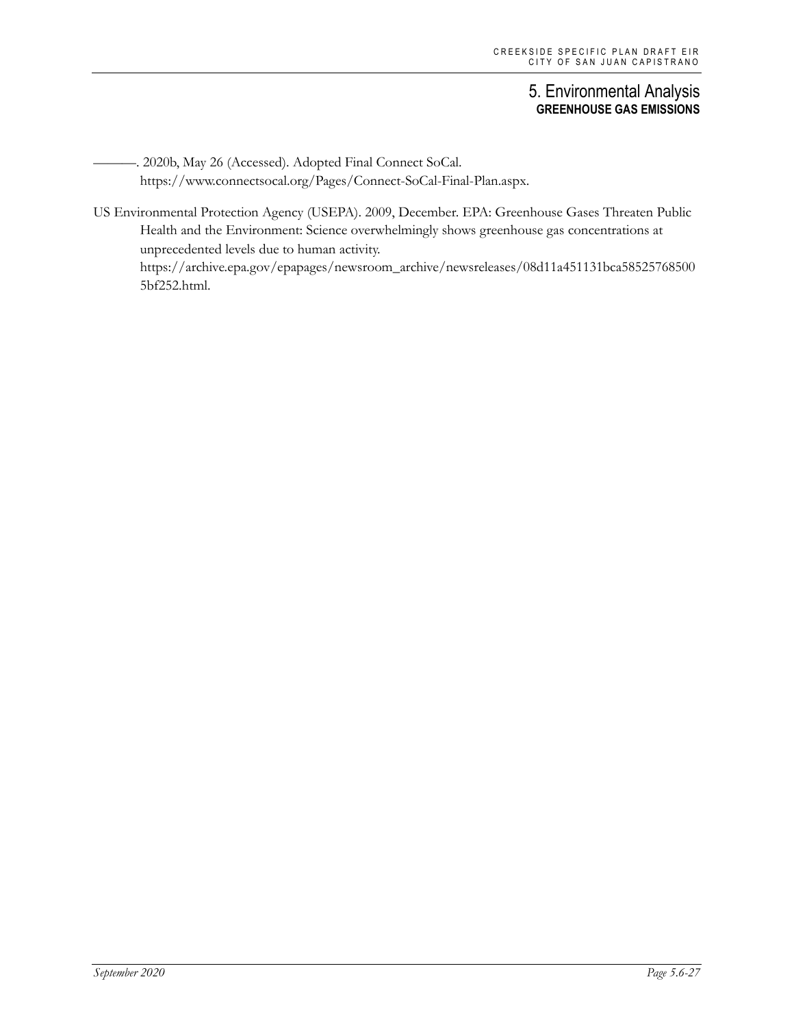———. 2020b, May 26 (Accessed). Adopted Final Connect SoCal. https://www.connectsocal.org/Pages/Connect-SoCal-Final-Plan.aspx.

US Environmental Protection Agency (USEPA). 2009, December. EPA: Greenhouse Gases Threaten Public Health and the Environment: Science overwhelmingly shows greenhouse gas concentrations at unprecedented levels due to human activity. https://archive.epa.gov/epapages/newsroom_archive/newsreleases/08d11a451131bca585257685005bf252.html.